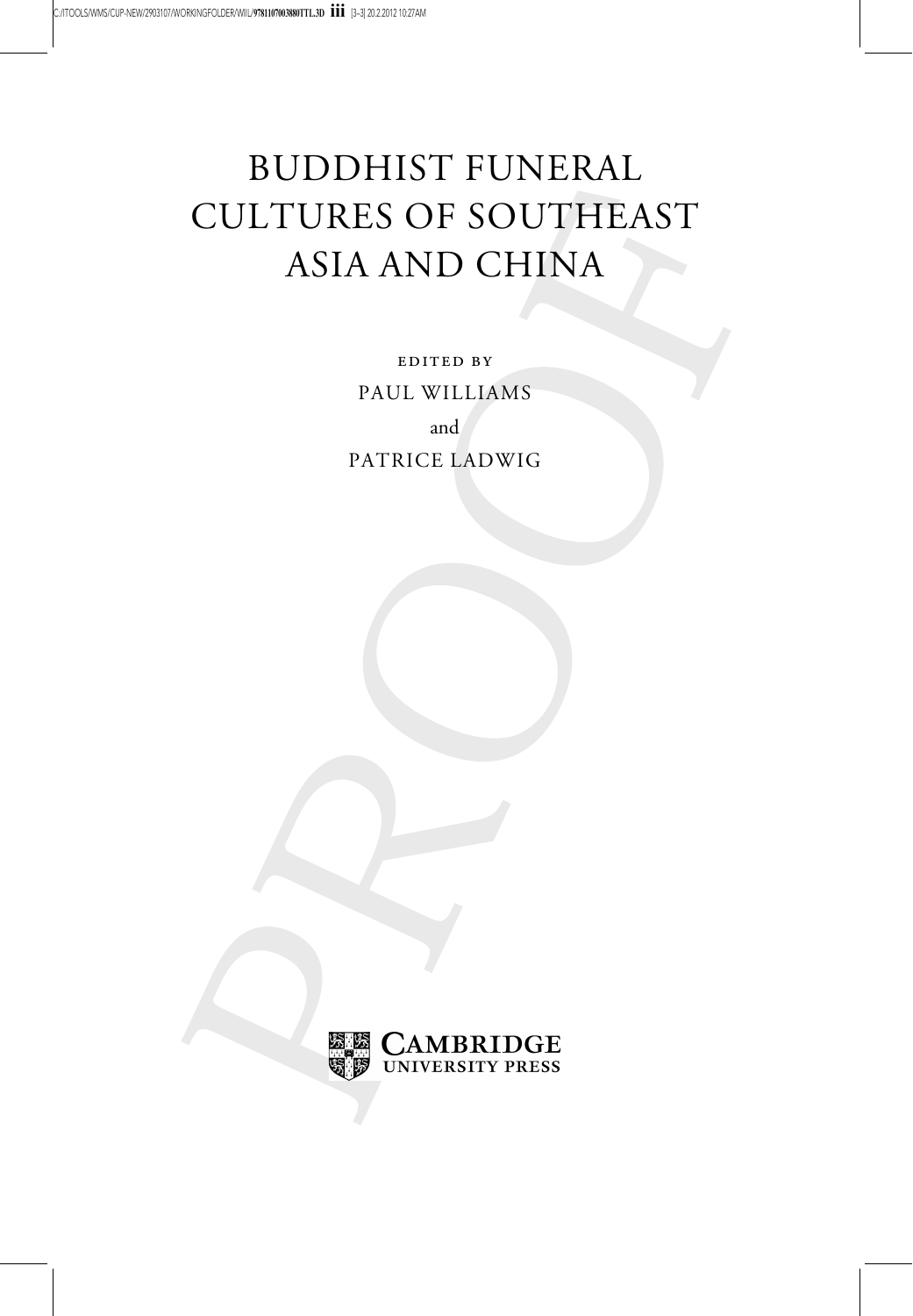# BUDDHIST FUNERAL CULTURES OF SOUTHEAST ASIA AND CHINA

EDITED BY

PAUL WILLIAMS

and

PATRICE LADWIG

CAMBRIDGE UNIVERSITY PRESS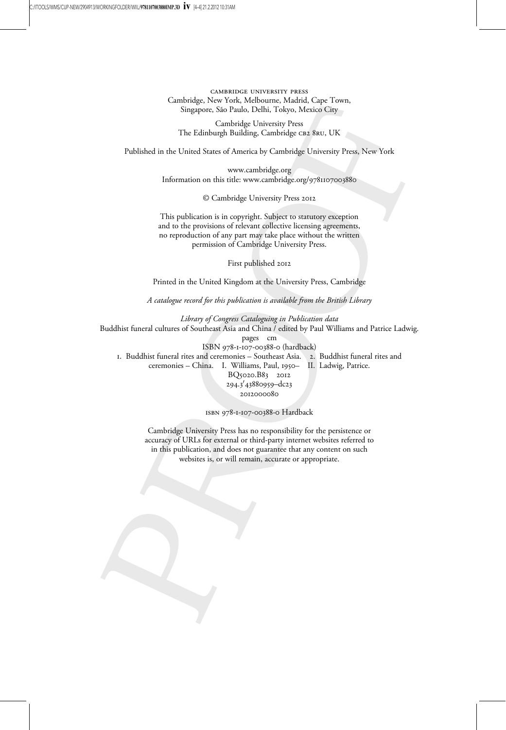CAMBRIDGE UNIVERSITY PRESS
Cambridge, New York, Melbourne, Madrid, Cape Town,
Singapore, São Paulo, Delhi, Tokyo, Mexico City

Cambridge University Press
The Edinburgh Building, Cambridge CB2 8RU, UK

Published in the United States of America by Cambridge University Press, New York

www.cambridge.org
Information on this title: www.cambridge.org/9781107003880

© Cambridge University Press 2012

This publication is in copyright. Subject to statutory exception
and to the provisions of relevant collective licensing agreements,
no reproduction of any part may take place without the written
permission of Cambridge University Press.

First published 2012

Printed in the United Kingdom at the University Press, Cambridge

*A catalogue record for this publication is available from the British Library*

*Library of Congress Cataloguing in Publication data*
Buddhist funeral cultures of Southeast Asia and China / edited by Paul Williams and Patrice Ladwig.
pages cm
ISBN 978-1-107-00388-0 (hardback)
1. Buddhist funeral rites and ceremonies – Southeast Asia. 2. Buddhist funeral rites and ceremonies – China. I. Williams, Paul, 1950– II. Ladwig, Patrice.
BQ5020.B83 2012
294.3′43880959–dc23
2012000080

ISBN 978-1-107-00388-0 Hardback

Cambridge University Press has no responsibility for the persistence or
accuracy of URLs for external or third-party internet websites referred to
in this publication, and does not guarantee that any content on such
websites is, or will remain, accurate or appropriate.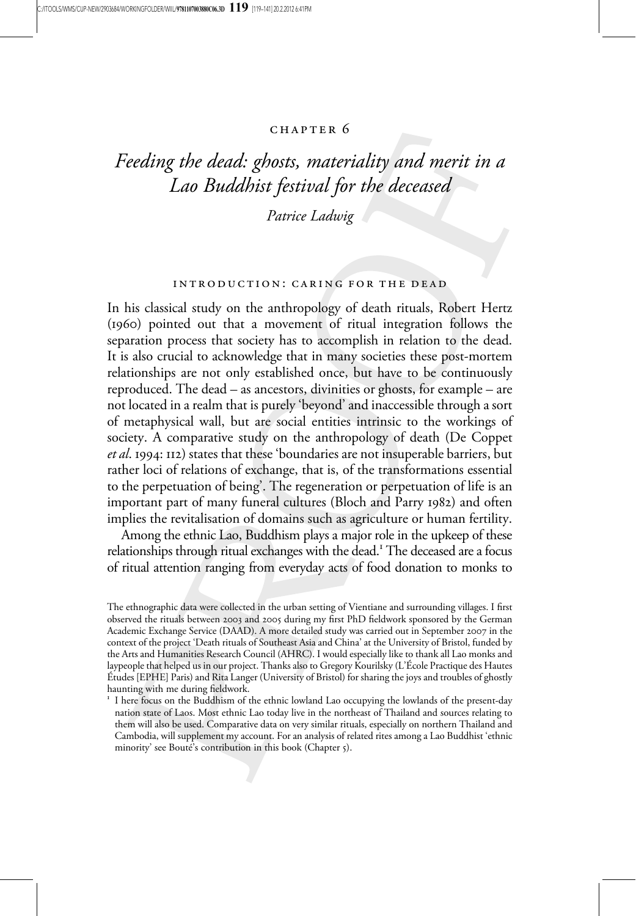CHAPTER 6

# *Feeding the dead: ghosts, materiality and merit in a Lao Buddhist festival for the deceased*

*Patrice Ladwig*

## INTRODUCTION: CARING FOR THE DEAD

In his classical study on the anthropology of death rituals, Robert Hertz (1960) pointed out that a movement of ritual integration follows the separation process that society has to accomplish in relation to the dead. It is also crucial to acknowledge that in many societies these post-mortem relationships are not only established once, but have to be continuously reproduced. The dead – as ancestors, divinities or ghosts, for example – are not located in a realm that is purely 'beyond' and inaccessible through a sort of metaphysical wall, but are social entities intrinsic to the workings of society. A comparative study on the anthropology of death (De Coppet *et al*. 1994: 112) states that these 'boundaries are not insuperable barriers, but rather loci of relations of exchange, that is, of the transformations essential to the perpetuation of being'. The regeneration or perpetuation of life is an important part of many funeral cultures (Bloch and Parry 1982) and often implies the revitalisation of domains such as agriculture or human fertility.

Among the ethnic Lao, Buddhism plays a major role in the upkeep of these relationships through ritual exchanges with the dead.[1] The deceased are a focus of ritual attention ranging from everyday acts of food donation to monks to

---

The ethnographic data were collected in the urban setting of Vientiane and surrounding villages. I first observed the rituals between 2003 and 2005 during my first PhD fieldwork sponsored by the German Academic Exchange Service (DAAD). A more detailed study was carried out in September 2007 in the context of the project 'Death rituals of Southeast Asia and China' at the University of Bristol, funded by the Arts and Humanities Research Council (AHRC). I would especially like to thank all Lao monks and laypeople that helped us in our project. Thanks also to Gregory Kourilsky (L'École Practique des Hautes Études [EPHE] Paris) and Rita Langer (University of Bristol) for sharing the joys and troubles of ghostly haunting with me during fieldwork.

[1] I here focus on the Buddhism of the ethnic lowland Lao occupying the lowlands of the present-day nation state of Laos. Most ethnic Lao today live in the northeast of Thailand and sources relating to them will also be used. Comparative data on very similar rituals, especially on northern Thailand and Cambodia, will supplement my account. For an analysis of related rites among a Lao Buddhist 'ethnic minority' see Bouté's contribution in this book (Chapter 5).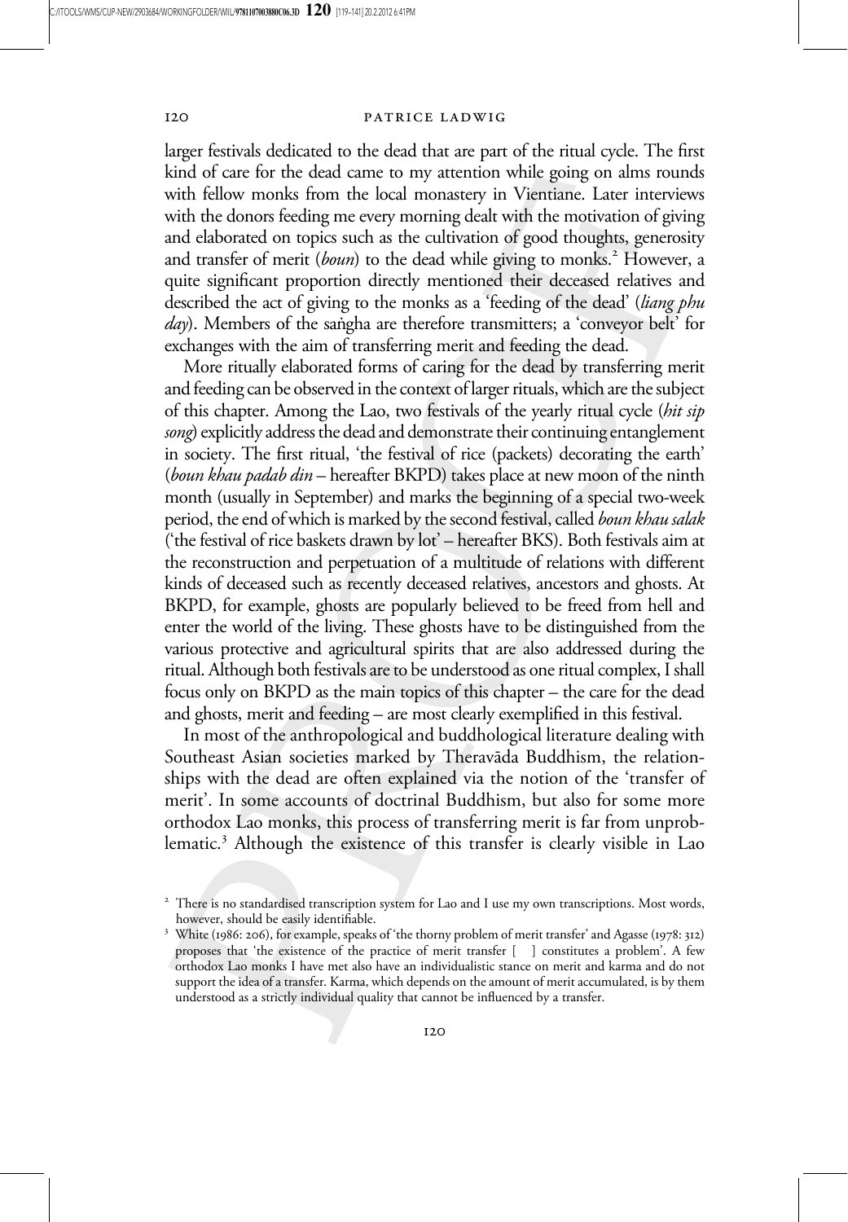larger festivals dedicated to the dead that are part of the ritual cycle. The first kind of care for the dead came to my attention while going on alms rounds with fellow monks from the local monastery in Vientiane. Later interviews with the donors feeding me every morning dealt with the motivation of giving and elaborated on topics such as the cultivation of good thoughts, generosity and transfer of merit (*boun*) to the dead while giving to monks.[2] However, a quite significant proportion directly mentioned their deceased relatives and described the act of giving to the monks as a 'feeding of the dead' (*liang phu day*). Members of the saṅgha are therefore transmitters; a 'conveyor belt' for exchanges with the aim of transferring merit and feeding the dead.

More ritually elaborated forms of caring for the dead by transferring merit and feeding can be observed in the context of larger rituals, which are the subject of this chapter. Among the Lao, two festivals of the yearly ritual cycle (*hit sip song*) explicitly address the dead and demonstrate their continuing entanglement in society. The first ritual, 'the festival of rice (packets) decorating the earth' (*boun khau padab din* – hereafter BKPD) takes place at new moon of the ninth month (usually in September) and marks the beginning of a special two-week period, the end of which is marked by the second festival, called *boun khau salak* ('the festival of rice baskets drawn by lot' – hereafter BKS). Both festivals aim at the reconstruction and perpetuation of a multitude of relations with different kinds of deceased such as recently deceased relatives, ancestors and ghosts. At BKPD, for example, ghosts are popularly believed to be freed from hell and enter the world of the living. These ghosts have to be distinguished from the various protective and agricultural spirits that are also addressed during the ritual. Although both festivals are to be understood as one ritual complex, I shall focus only on BKPD as the main topics of this chapter – the care for the dead and ghosts, merit and feeding – are most clearly exemplified in this festival.

In most of the anthropological and buddhological literature dealing with Southeast Asian societies marked by Theravāda Buddhism, the relationships with the dead are often explained via the notion of the 'transfer of merit'. In some accounts of doctrinal Buddhism, but also for some more orthodox Lao monks, this process of transferring merit is far from unproblematic.[3] Although the existence of this transfer is clearly visible in Lao

[2] There is no standardised transcription system for Lao and I use my own transcriptions. Most words, however, should be easily identifiable.

[3] White (1986: 206), for example, speaks of 'the thorny problem of merit transfer' and Agasse (1978: 312) proposes that 'the existence of the practice of merit transfer [ ] constitutes a problem'. A few orthodox Lao monks I have met also have an individualistic stance on merit and karma and do not support the idea of a transfer. Karma, which depends on the amount of merit accumulated, is by them understood as a strictly individual quality that cannot be influenced by a transfer.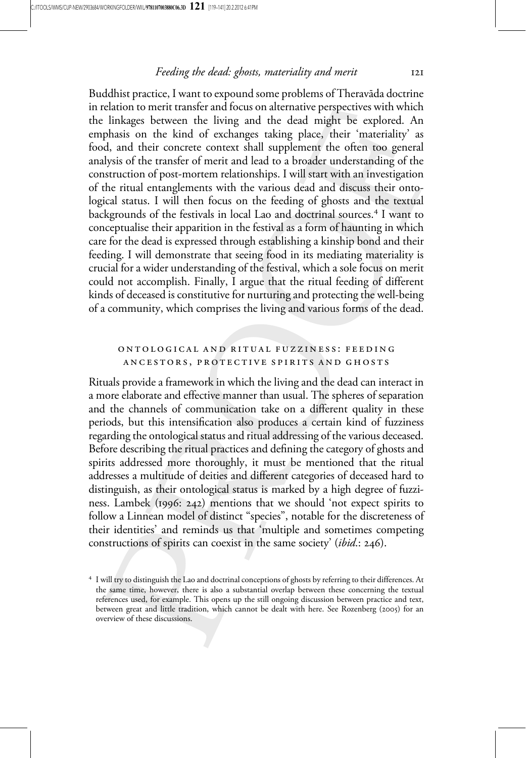Buddhist practice, I want to expound some problems of Theravāda doctrine in relation to merit transfer and focus on alternative perspectives with which the linkages between the living and the dead might be explored. An emphasis on the kind of exchanges taking place, their 'materiality' as food, and their concrete context shall supplement the often too general analysis of the transfer of merit and lead to a broader understanding of the construction of post-mortem relationships. I will start with an investigation of the ritual entanglements with the various dead and discuss their ontological status. I will then focus on the feeding of ghosts and the textual backgrounds of the festivals in local Lao and doctrinal sources.[4] I want to conceptualise their apparition in the festival as a form of haunting in which care for the dead is expressed through establishing a kinship bond and their feeding. I will demonstrate that seeing food in its mediating materiality is crucial for a wider understanding of the festival, which a sole focus on merit could not accomplish. Finally, I argue that the ritual feeding of different kinds of deceased is constitutive for nurturing and protecting the well-being of a community, which comprises the living and various forms of the dead.

## ONTOLOGICAL AND RITUAL FUZZINESS: FEEDING ANCESTORS, PROTECTIVE SPIRITS AND GHOSTS

Rituals provide a framework in which the living and the dead can interact in a more elaborate and effective manner than usual. The spheres of separation and the channels of communication take on a different quality in these periods, but this intensification also produces a certain kind of fuzziness regarding the ontological status and ritual addressing of the various deceased. Before describing the ritual practices and defining the category of ghosts and spirits addressed more thoroughly, it must be mentioned that the ritual addresses a multitude of deities and different categories of deceased hard to distinguish, as their ontological status is marked by a high degree of fuzziness. Lambek (1996: 242) mentions that we should 'not expect spirits to follow a Linnean model of distinct "species", notable for the discreteness of their identities' and reminds us that 'multiple and sometimes competing constructions of spirits can coexist in the same society' (*ibid*.: 246).

[4] I will try to distinguish the Lao and doctrinal conceptions of ghosts by referring to their differences. At the same time, however, there is also a substantial overlap between these concerning the textual references used, for example. This opens up the still ongoing discussion between practice and text, between great and little tradition, which cannot be dealt with here. See Rozenberg (2005) for an overview of these discussions.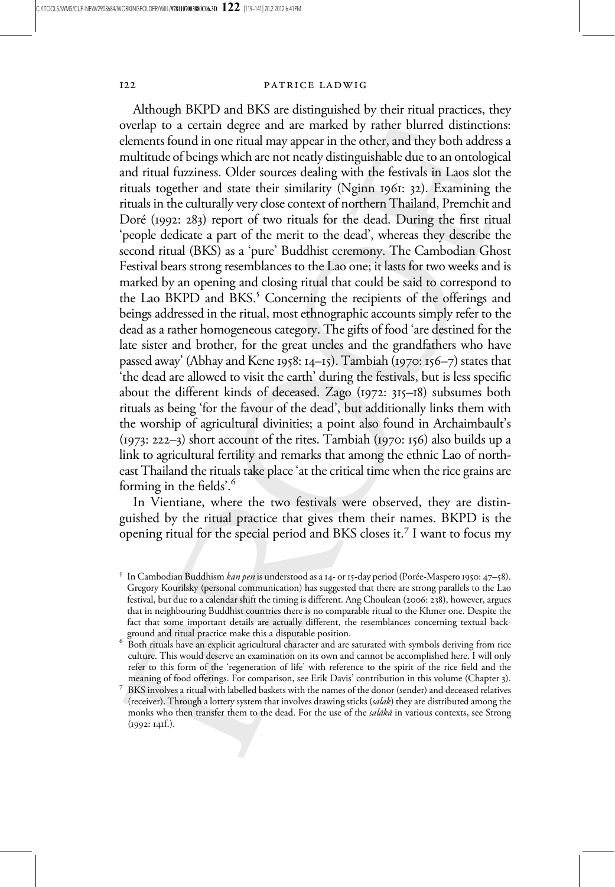Although BKPD and BKS are distinguished by their ritual practices, they overlap to a certain degree and are marked by rather blurred distinctions: elements found in one ritual may appear in the other, and they both address a multitude of beings which are not neatly distinguishable due to an ontological and ritual fuzziness. Older sources dealing with the festivals in Laos slot the rituals together and state their similarity (Nginn 1961: 32). Examining the rituals in the culturally very close context of northern Thailand, Premchit and Doré (1992: 283) report of two rituals for the dead. During the first ritual 'people dedicate a part of the merit to the dead', whereas they describe the second ritual (BKS) as a 'pure' Buddhist ceremony. The Cambodian Ghost Festival bears strong resemblances to the Lao one; it lasts for two weeks and is marked by an opening and closing ritual that could be said to correspond to the Lao BKPD and BKS.[5] Concerning the recipients of the offerings and beings addressed in the ritual, most ethnographic accounts simply refer to the dead as a rather homogeneous category. The gifts of food 'are destined for the late sister and brother, for the great uncles and the grandfathers who have passed away' (Abhay and Kene 1958: 14–15). Tambiah (1970: 156–7) states that 'the dead are allowed to visit the earth' during the festivals, but is less specific about the different kinds of deceased. Zago (1972: 315–18) subsumes both rituals as being 'for the favour of the dead', but additionally links them with the worship of agricultural divinities; a point also found in Archaimbault's (1973: 222–3) short account of the rites. Tambiah (1970: 156) also builds up a link to agricultural fertility and remarks that among the ethnic Lao of north-east Thailand the rituals take place 'at the critical time when the rice grains are forming in the fields'.[6]

In Vientiane, where the two festivals were observed, they are distinguished by the ritual practice that gives them their names. BKPD is the opening ritual for the special period and BKS closes it.[7] I want to focus my

[5] In Cambodian Buddhism *kan pen* is understood as a 14- or 15-day period (Porée-Maspero 1950: 47–58). Gregory Kourilsky (personal communication) has suggested that there are strong parallels to the Lao festival, but due to a calendar shift the timing is different. Ang Choulean (2006: 238), however, argues that in neighbouring Buddhist countries there is no comparable ritual to the Khmer one. Despite the fact that some important details are actually different, the resemblances concerning textual background and ritual practice make this a disputable position.

[6] Both rituals have an explicit agricultural character and are saturated with symbols deriving from rice culture. This would deserve an examination on its own and cannot be accomplished here. I will only refer to this form of the 'regeneration of life' with reference to the spirit of the rice field and the meaning of food offerings. For comparison, see Erik Davis' contribution in this volume (Chapter 3).

[7] BKS involves a ritual with labelled baskets with the names of the donor (sender) and deceased relatives (receiver). Through a lottery system that involves drawing sticks (*salak*) they are distributed among the monks who then transfer them to the dead. For the use of the *salākā* in various contexts, see Strong (1992: 141f.).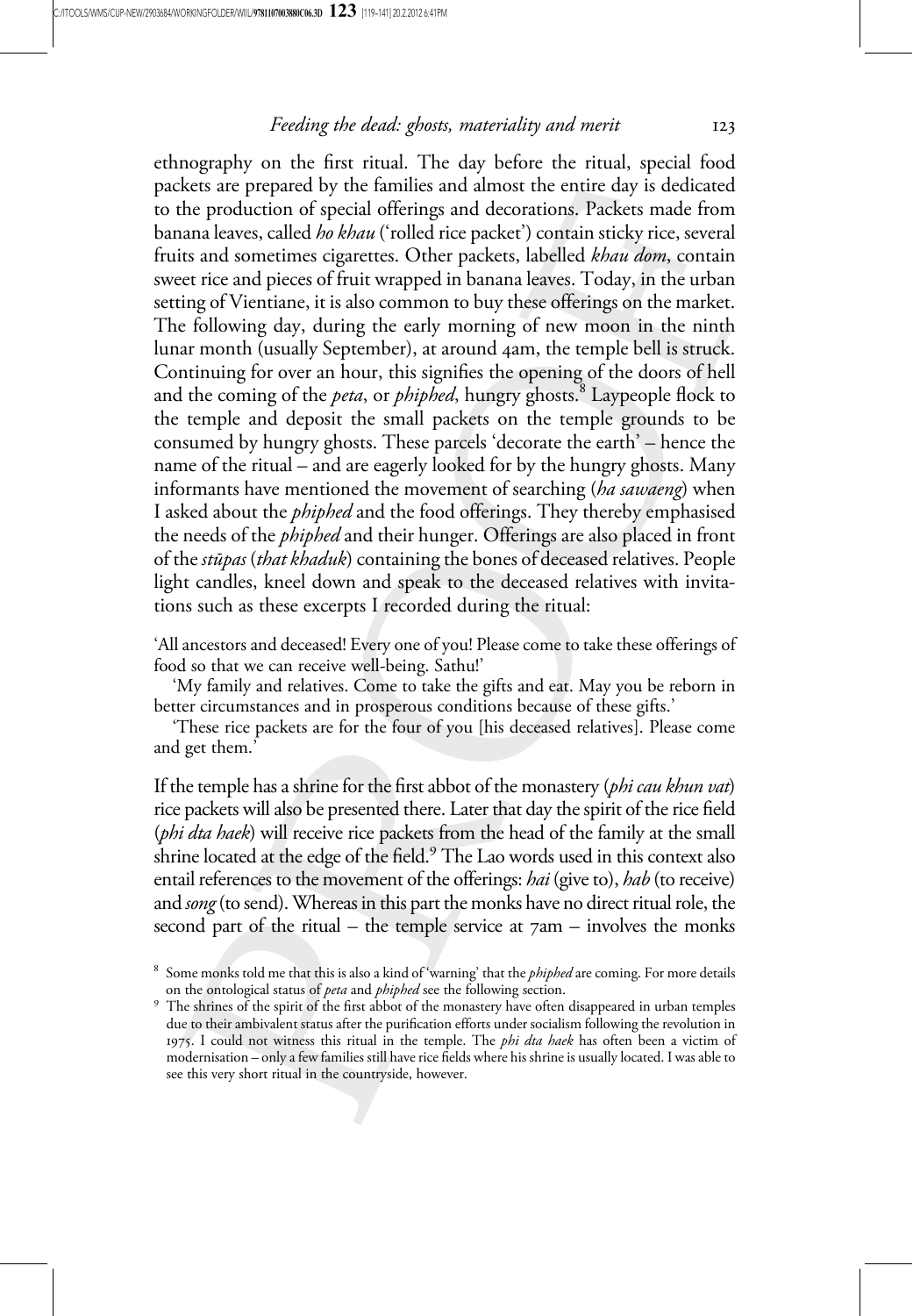ethnography on the first ritual. The day before the ritual, special food packets are prepared by the families and almost the entire day is dedicated to the production of special offerings and decorations. Packets made from banana leaves, called *ho khau* ('rolled rice packet') contain sticky rice, several fruits and sometimes cigarettes. Other packets, labelled *khau dom*, contain sweet rice and pieces of fruit wrapped in banana leaves. Today, in the urban setting of Vientiane, it is also common to buy these offerings on the market. The following day, during the early morning of new moon in the ninth lunar month (usually September), at around 4am, the temple bell is struck. Continuing for over an hour, this signifies the opening of the doors of hell and the coming of the *peta*, or *phiphed*, hungry ghosts.[8] Laypeople flock to the temple and deposit the small packets on the temple grounds to be consumed by hungry ghosts. These parcels 'decorate the earth' – hence the name of the ritual – and are eagerly looked for by the hungry ghosts. Many informants have mentioned the movement of searching (*ha sawaeng*) when I asked about the *phiphed* and the food offerings. They thereby emphasised the needs of the *phiphed* and their hunger. Offerings are also placed in front of the *stūpas* (*that khaduk*) containing the bones of deceased relatives. People light candles, kneel down and speak to the deceased relatives with invitations such as these excerpts I recorded during the ritual:

'All ancestors and deceased! Every one of you! Please come to take these offerings of food so that we can receive well-being. Sathu!'

'My family and relatives. Come to take the gifts and eat. May you be reborn in better circumstances and in prosperous conditions because of these gifts.'

'These rice packets are for the four of you [his deceased relatives]. Please come and get them.'

If the temple has a shrine for the first abbot of the monastery (*phi cau khun vat*) rice packets will also be presented there. Later that day the spirit of the rice field (*phi dta haek*) will receive rice packets from the head of the family at the small shrine located at the edge of the field.[9] The Lao words used in this context also entail references to the movement of the offerings: *hai* (give to), *hab* (to receive) and *song* (to send). Whereas in this part the monks have no direct ritual role, the second part of the ritual – the temple service at 7am – involves the monks

[8] Some monks told me that this is also a kind of 'warning' that the *phiphed* are coming. For more details on the ontological status of *peta* and *phiphed* see the following section.

[9] The shrines of the spirit of the first abbot of the monastery have often disappeared in urban temples due to their ambivalent status after the purification efforts under socialism following the revolution in 1975. I could not witness this ritual in the temple. The *phi dta haek* has often been a victim of modernisation – only a few families still have rice fields where his shrine is usually located. I was able to see this very short ritual in the countryside, however.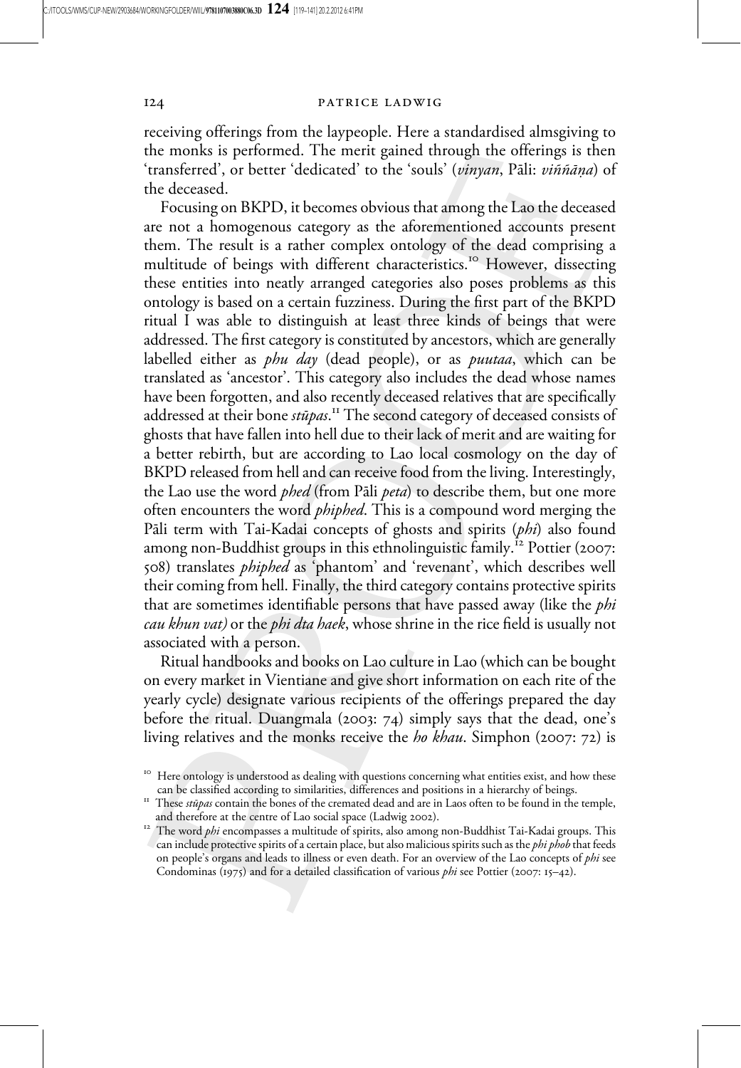receiving offerings from the laypeople. Here a standardised almsgiving to the monks is performed. The merit gained through the offerings is then 'transferred', or better 'dedicated' to the 'souls' (*vinyan*, Pāli: *viññāṇa*) of the deceased.

Focusing on BKPD, it becomes obvious that among the Lao the deceased are not a homogenous category as the aforementioned accounts present them. The result is a rather complex ontology of the dead comprising a multitude of beings with different characteristics.[10] However, dissecting these entities into neatly arranged categories also poses problems as this ontology is based on a certain fuzziness. During the first part of the BKPD ritual I was able to distinguish at least three kinds of beings that were addressed. The first category is constituted by ancestors, which are generally labelled either as *phu day* (dead people), or as *puutaa*, which can be translated as 'ancestor'. This category also includes the dead whose names have been forgotten, and also recently deceased relatives that are specifically addressed at their bone *stūpas*.[11] The second category of deceased consists of ghosts that have fallen into hell due to their lack of merit and are waiting for a better rebirth, but are according to Lao local cosmology on the day of BKPD released from hell and can receive food from the living. Interestingly, the Lao use the word *phed* (from Pāli *peta*) to describe them, but one more often encounters the word *phiphed*. This is a compound word merging the Pāli term with Tai-Kadai concepts of ghosts and spirits (*phi*) also found among non-Buddhist groups in this ethnolinguistic family.[12] Pottier (2007: 508) translates *phiphed* as 'phantom' and 'revenant', which describes well their coming from hell. Finally, the third category contains protective spirits that are sometimes identifiable persons that have passed away (like the *phi cau khun vat)* or the *phi dta haek*, whose shrine in the rice field is usually not associated with a person.

Ritual handbooks and books on Lao culture in Lao (which can be bought on every market in Vientiane and give short information on each rite of the yearly cycle) designate various recipients of the offerings prepared the day before the ritual. Duangmala (2003: 74) simply says that the dead, one's living relatives and the monks receive the *ho khau*. Simphon (2007: 72) is

[10] Here ontology is understood as dealing with questions concerning what entities exist, and how these can be classified according to similarities, differences and positions in a hierarchy of beings.

[11] These *stūpas* contain the bones of the cremated dead and are in Laos often to be found in the temple, and therefore at the centre of Lao social space (Ladwig 2002).

[12] The word *phi* encompasses a multitude of spirits, also among non-Buddhist Tai-Kadai groups. This can include protective spirits of a certain place, but also malicious spirits such as the *phi phob* that feeds on people's organs and leads to illness or even death. For an overview of the Lao concepts of *phi* see Condominas (1975) and for a detailed classification of various *phi* see Pottier (2007: 15–42).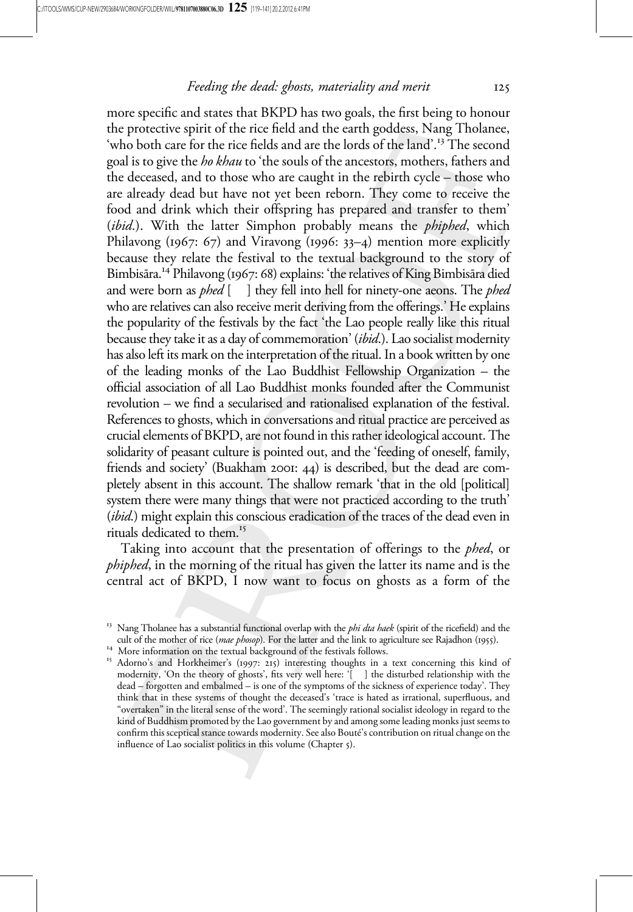more specific and states that BKPD has two goals, the first being to honour the protective spirit of the rice field and the earth goddess, Nang Tholanee, 'who both care for the rice fields and are the lords of the land'.[13] The second goal is to give the *ho khau* to 'the souls of the ancestors, mothers, fathers and the deceased, and to those who are caught in the rebirth cycle – those who are already dead but have not yet been reborn. They come to receive the food and drink which their offspring has prepared and transfer to them' (*ibid*.). With the latter Simphon probably means the *phiphed*, which Philavong (1967: 67) and Viravong (1996: 33–4) mention more explicitly because they relate the festival to the textual background to the story of Bimbisāra.[14] Philavong (1967: 68) explains: 'the relatives of King Bimbisāra died and were born as *phed* [ ] they fell into hell for ninety-one aeons. The *phed* who are relatives can also receive merit deriving from the offerings.' He explains the popularity of the festivals by the fact 'the Lao people really like this ritual because they take it as a day of commemoration' (*ibid*.). Lao socialist modernity has also left its mark on the interpretation of the ritual. In a book written by one of the leading monks of the Lao Buddhist Fellowship Organization – the official association of all Lao Buddhist monks founded after the Communist revolution – we find a secularised and rationalised explanation of the festival. References to ghosts, which in conversations and ritual practice are perceived as crucial elements of BKPD, are not found in this rather ideological account. The solidarity of peasant culture is pointed out, and the 'feeding of oneself, family, friends and society' (Buakham 2001: 44) is described, but the dead are completely absent in this account. The shallow remark 'that in the old [political] system there were many things that were not practiced according to the truth' (*ibid.*) might explain this conscious eradication of the traces of the dead even in rituals dedicated to them.[15]

Taking into account that the presentation of offerings to the *phed*, or *phiphed*, in the morning of the ritual has given the latter its name and is the central act of BKPD, I now want to focus on ghosts as a form of the

[13] Nang Tholanee has a substantial functional overlap with the *phi ta haek* (spirit of the ricefield) and the cult of the mother of rice (*mae phosop*). For the latter and the link to agriculture see Rajadhon (1955).

[14] More information on the textual background of the festivals follows.

[15] Adorno's and Horkheimer's (1997: 215) interesting thoughts in a text concerning this kind of modernity, 'On the theory of ghosts', fits very well here: '[ ] the disturbed relationship with the dead – forgotten and embalmed – is one of the symptoms of the sickness of experience today'. They think that in these systems of thought the deceased's 'trace is hated as irrational, superfluous, and "overtaken" in the literal sense of the word'. The seemingly rational socialist ideology in regard to the kind of Buddhism promoted by the Lao government by and among some leading monks just seems to confirm this sceptical stance towards modernity. See also Bouté's contribution on ritual change on the influence of Lao socialist politics in this volume (Chapter 5).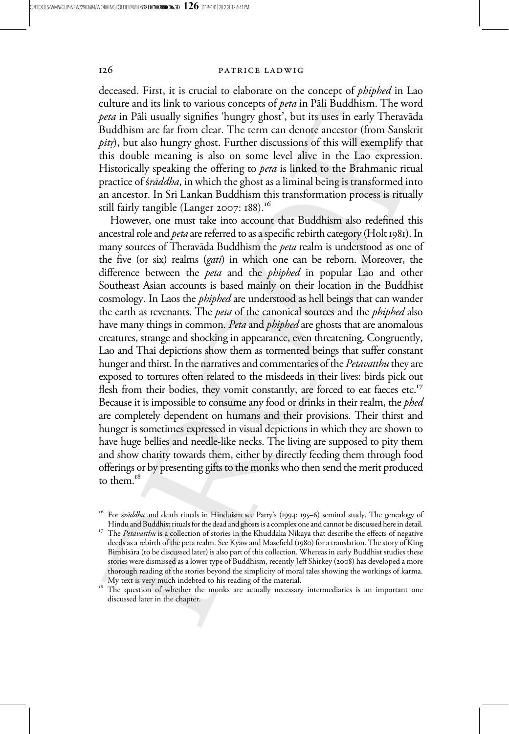deceased. First, it is crucial to elaborate on the concept of *phiphed* in Lao culture and its link to various concepts of *peta* in Pāli Buddhism. The word *peta* in Pāli usually signifies 'hungry ghost', but its uses in early Theravāda Buddhism are far from clear. The term can denote ancestor (from Sanskrit *pitṛ*), but also hungry ghost. Further discussions of this will exemplify that this double meaning is also on some level alive in the Lao expression. Historically speaking the offering to *peta* is linked to the Brahmanic ritual practice of *śrāddha*, in which the ghost as a liminal being is transformed into an ancestor. In Sri Lankan Buddhism this transformation process is ritually still fairly tangible (Langer 2007: 188).[16]

However, one must take into account that Buddhism also redefined this ancestral role and *peta* are referred to as a specific rebirth category (Holt 1981). In many sources of Theravāda Buddhism the *peta* realm is understood as one of the five (or six) realms (*gati*) in which one can be reborn. Moreover, the difference between the *peta* and the *phiphed* in popular Lao and other Southeast Asian accounts is based mainly on their location in the Buddhist cosmology. In Laos the *phiphed* are understood as hell beings that can wander the earth as revenants. The *peta* of the canonical sources and the *phiphed* also have many things in common. *Peta* and *phiphed* are ghosts that are anomalous creatures, strange and shocking in appearance, even threatening. Congruently, Lao and Thai depictions show them as tormented beings that suffer constant hunger and thirst. In the narratives and commentaries of the *Petavatthu* they are exposed to tortures often related to the misdeeds in their lives: birds pick out flesh from their bodies, they vomit constantly, are forced to eat faeces etc.[17] Because it is impossible to consume any food or drinks in their realm, the *phed* are completely dependent on humans and their provisions. Their thirst and hunger is sometimes expressed in visual depictions in which they are shown to have huge bellies and needle-like necks. The living are supposed to pity them and show charity towards them, either by directly feeding them through food offerings or by presenting gifts to the monks who then send the merit produced to them.[18]

[16] For *śrāddha* and death rituals in Hinduism see Parry's (1994: 195–6) seminal study. The genealogy of Hindu and Buddhist rituals for the dead and ghosts is a complex one and cannot be discussed here in detail.

[17] The *Petavatthu* is a collection of stories in the Khuddaka Nikaya that describe the effects of negative deeds as a rebirth of the peta realm. See Kyaw and Masefield (1980) for a translation. The story of King Bimbisāra (to be discussed later) is also part of this collection. Whereas in early Buddhist studies these stories were dismissed as a lower type of Buddhism, recently Jeff Shirkey (2008) has developed a more thorough reading of the stories beyond the simplicity of moral tales showing the workings of karma. My text is very much indebted to his reading of the material.

[18] The question of whether the monks are actually necessary intermediaries is an important one discussed later in the chapter.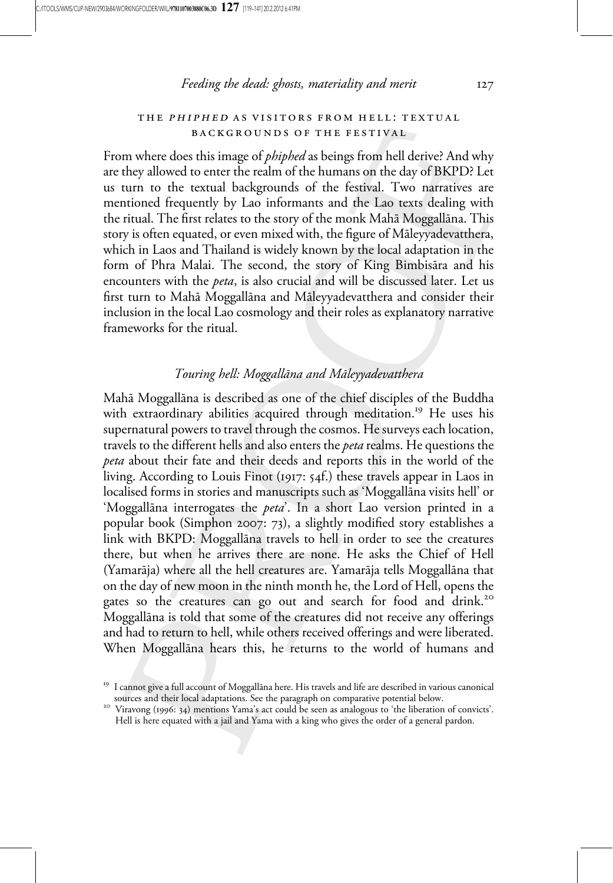## THE *PHIPHED* AS VISITORS FROM HELL: TEXTUAL BACKGROUNDS OF THE FESTIVAL

From where does this image of *phiphed* as beings from hell derive? And why are they allowed to enter the realm of the humans on the day of BKPD? Let us turn to the textual backgrounds of the festival. Two narratives are mentioned frequently by Lao informants and the Lao texts dealing with the ritual. The first relates to the story of the monk Mahā Moggallāna. This story is often equated, or even mixed with, the figure of Māleyyadevatthera, which in Laos and Thailand is widely known by the local adaptation in the form of Phra Malai. The second, the story of King Bimbisāra and his encounters with the *peta*, is also crucial and will be discussed later. Let us first turn to Mahā Moggallāna and Māleyyadevatthera and consider their inclusion in the local Lao cosmology and their roles as explanatory narrative frameworks for the ritual.

### *Touring hell: Moggallāna and Māleyyadevatthera*

Mahā Moggallāna is described as one of the chief disciples of the Buddha with extraordinary abilities acquired through meditation.[19] He uses his supernatural powers to travel through the cosmos. He surveys each location, travels to the different hells and also enters the *peta* realms. He questions the *peta* about their fate and their deeds and reports this in the world of the living. According to Louis Finot (1917: 54f.) these travels appear in Laos in localised forms in stories and manuscripts such as 'Moggallāna visits hell' or 'Moggallāna interrogates the *peta*'. In a short Lao version printed in a popular book (Simphon 2007: 73), a slightly modified story establishes a link with BKPD: Moggallāna travels to hell in order to see the creatures there, but when he arrives there are none. He asks the Chief of Hell (Yamarāja) where all the hell creatures are. Yamarāja tells Moggallāna that on the day of new moon in the ninth month he, the Lord of Hell, opens the gates so the creatures can go out and search for food and drink.[20] Moggallāna is told that some of the creatures did not receive any offerings and had to return to hell, while others received offerings and were liberated. When Moggallāna hears this, he returns to the world of humans and

[19] I cannot give a full account of Moggallāna here. His travels and life are described in various canonical sources and their local adaptations. See the paragraph on comparative potential below.

[20] Viravong (1996: 34) mentions Yama's act could be seen as analogous to 'the liberation of convicts'. Hell is here equated with a jail and Yama with a king who gives the order of a general pardon.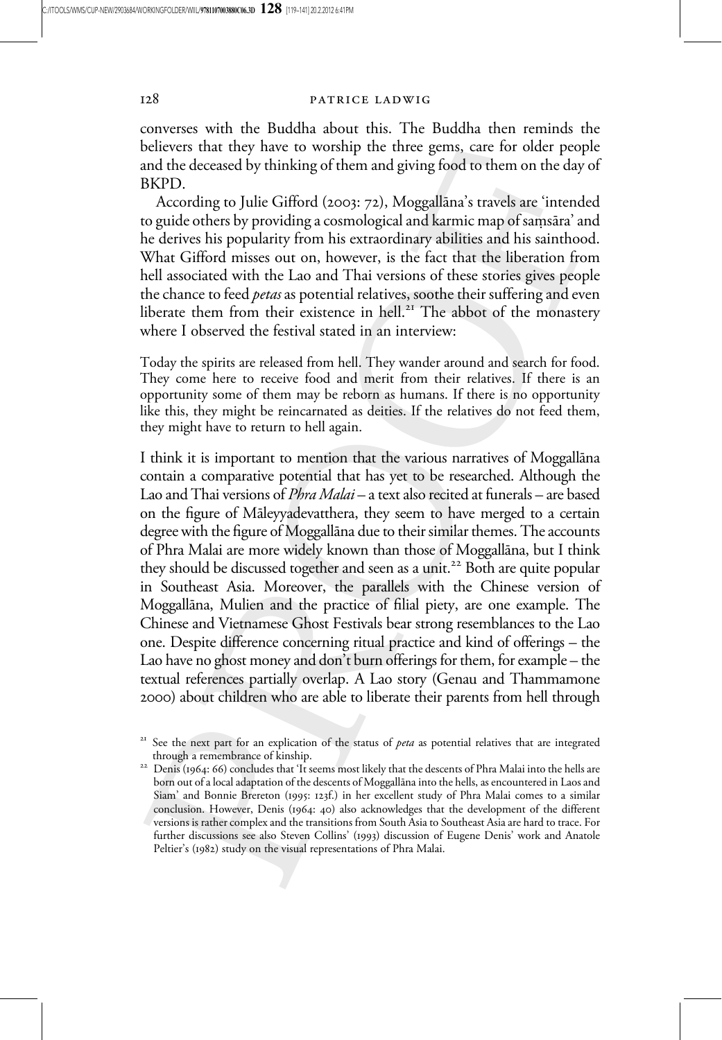converses with the Buddha about this. The Buddha then reminds the believers that they have to worship the three gems, care for older people and the deceased by thinking of them and giving food to them on the day of BKPD.

According to Julie Gifford (2003: 72), Moggallāna's travels are 'intended to guide others by providing a cosmological and karmic map of saṃsāra' and he derives his popularity from his extraordinary abilities and his sainthood. What Gifford misses out on, however, is the fact that the liberation from hell associated with the Lao and Thai versions of these stories gives people the chance to feed *petas* as potential relatives, soothe their suffering and even liberate them from their existence in hell.[21] The abbot of the monastery where I observed the festival stated in an interview:

> Today the spirits are released from hell. They wander around and search for food. They come here to receive food and merit from their relatives. If there is an opportunity some of them may be reborn as humans. If there is no opportunity like this, they might be reincarnated as deities. If the relatives do not feed them, they might have to return to hell again.

I think it is important to mention that the various narratives of Moggallāna contain a comparative potential that has yet to be researched. Although the Lao and Thai versions of *Phra Malai* – a text also recited at funerals – are based on the figure of Māleyyadevatthera, they seem to have merged to a certain degree with the figure of Moggallāna due to their similar themes. The accounts of Phra Malai are more widely known than those of Moggallāna, but I think they should be discussed together and seen as a unit.[22] Both are quite popular in Southeast Asia. Moreover, the parallels with the Chinese version of Moggallāna, Mulien and the practice of filial piety, are one example. The Chinese and Vietnamese Ghost Festivals bear strong resemblances to the Lao one. Despite difference concerning ritual practice and kind of offerings – the Lao have no ghost money and don't burn offerings for them, for example – the textual references partially overlap. A Lao story (Genau and Thammamone 2000) about children who are able to liberate their parents from hell through

[21] See the next part for an explication of the status of *peta* as potential relatives that are integrated through a remembrance of kinship.

[22] Denis (1964: 66) concludes that 'It seems most likely that the descents of Phra Malai into the hells are born out of a local adaptation of the descents of Moggallāna into the hells, as encountered in Laos and Siam' and Bonnie Brereton (1995: 123f.) in her excellent study of Phra Malai comes to a similar conclusion. However, Denis (1964: 40) also acknowledges that the development of the different versions is rather complex and the transitions from South Asia to Southeast Asia are hard to trace. For further discussions see also Steven Collins' (1993) discussion of Eugene Denis' work and Anatole Peltier's (1982) study on the visual representations of Phra Malai.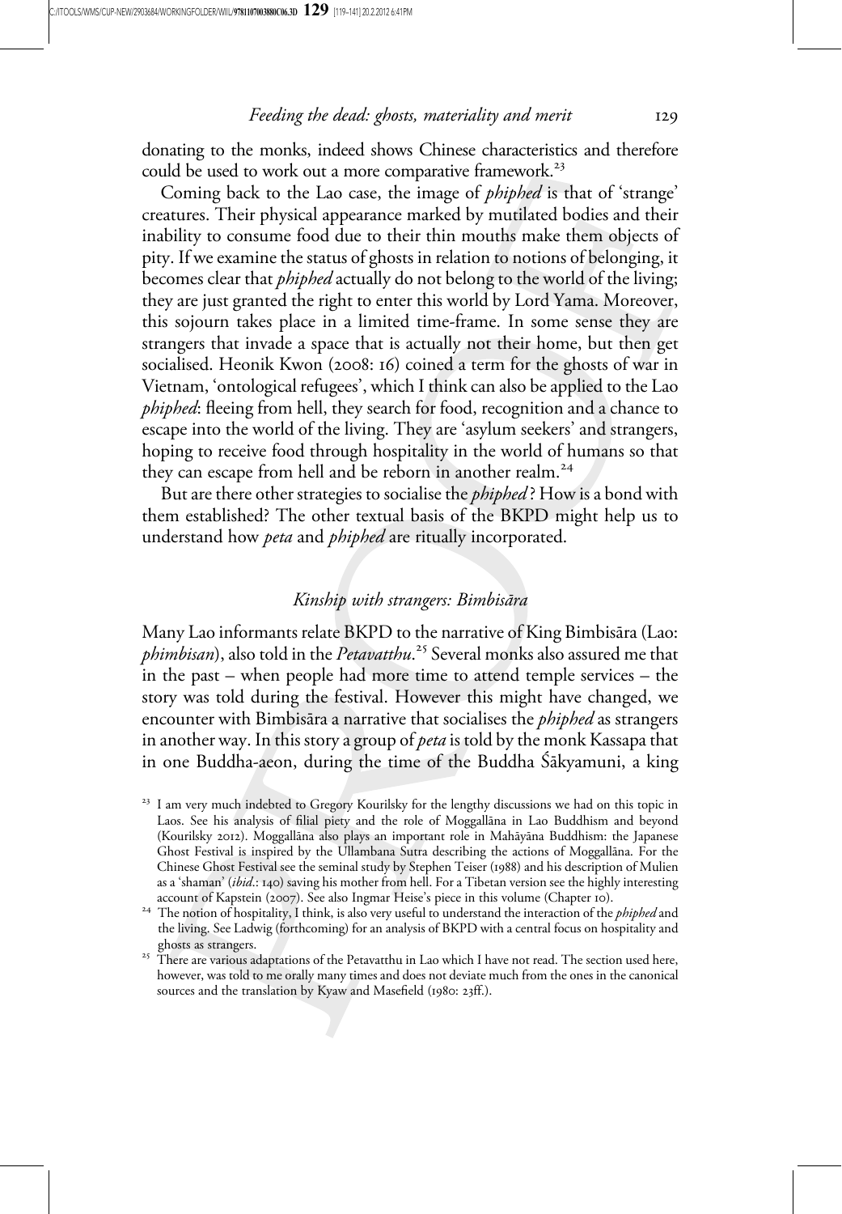donating to the monks, indeed shows Chinese characteristics and therefore could be used to work out a more comparative framework.[23]

Coming back to the Lao case, the image of *phiphed* is that of 'strange' creatures. Their physical appearance marked by mutilated bodies and their inability to consume food due to their thin mouths make them objects of pity. If we examine the status of ghosts in relation to notions of belonging, it becomes clear that *phiphed* actually do not belong to the world of the living; they are just granted the right to enter this world by Lord Yama. Moreover, this sojourn takes place in a limited time-frame. In some sense they are strangers that invade a space that is actually not their home, but then get socialised. Heonik Kwon (2008: 16) coined a term for the ghosts of war in Vietnam, 'ontological refugees', which I think can also be applied to the Lao *phiphed*: fleeing from hell, they search for food, recognition and a chance to escape into the world of the living. They are 'asylum seekers' and strangers, hoping to receive food through hospitality in the world of humans so that they can escape from hell and be reborn in another realm.[24]

But are there other strategies to socialise the *phiphed*? How is a bond with them established? The other textual basis of the BKPD might help us to understand how *peta* and *phiphed* are ritually incorporated.

## *Kinship with strangers: Bimbisāra*

Many Lao informants relate BKPD to the narrative of King Bimbisāra (Lao: *phimbisan*), also told in the *Petavatthu*.[25] Several monks also assured me that in the past – when people had more time to attend temple services – the story was told during the festival. However this might have changed, we encounter with Bimbisāra a narrative that socialises the *phiphed* as strangers in another way. In this story a group of *peta* is told by the monk Kassapa that in one Buddha-aeon, during the time of the Buddha Śākyamuni, a king

[23] I am very much indebted to Gregory Kourilsky for the lengthy discussions we had on this topic in Laos. See his analysis of filial piety and the role of Moggallāna in Lao Buddhism and beyond (Kourilsky 2012). Moggallāna also plays an important role in Mahāyāna Buddhism: the Japanese Ghost Festival is inspired by the Ullambana Sutra describing the actions of Moggallāna. For the Chinese Ghost Festival see the seminal study by Stephen Teiser (1988) and his description of Mulien as a 'shaman' (*ibid*.: 140) saving his mother from hell. For a Tibetan version see the highly interesting account of Kapstein (2007). See also Ingmar Heise's piece in this volume (Chapter 10).

[24] The notion of hospitality, I think, is also very useful to understand the interaction of the *phiphed* and the living. See Ladwig (forthcoming) for an analysis of BKPD with a central focus on hospitality and ghosts as strangers.

[25] There are various adaptations of the Petavatthu in Lao which I have not read. The section used here, however, was told to me orally many times and does not deviate much from the ones in the canonical sources and the translation by Kyaw and Masefield (1980: 23ff.).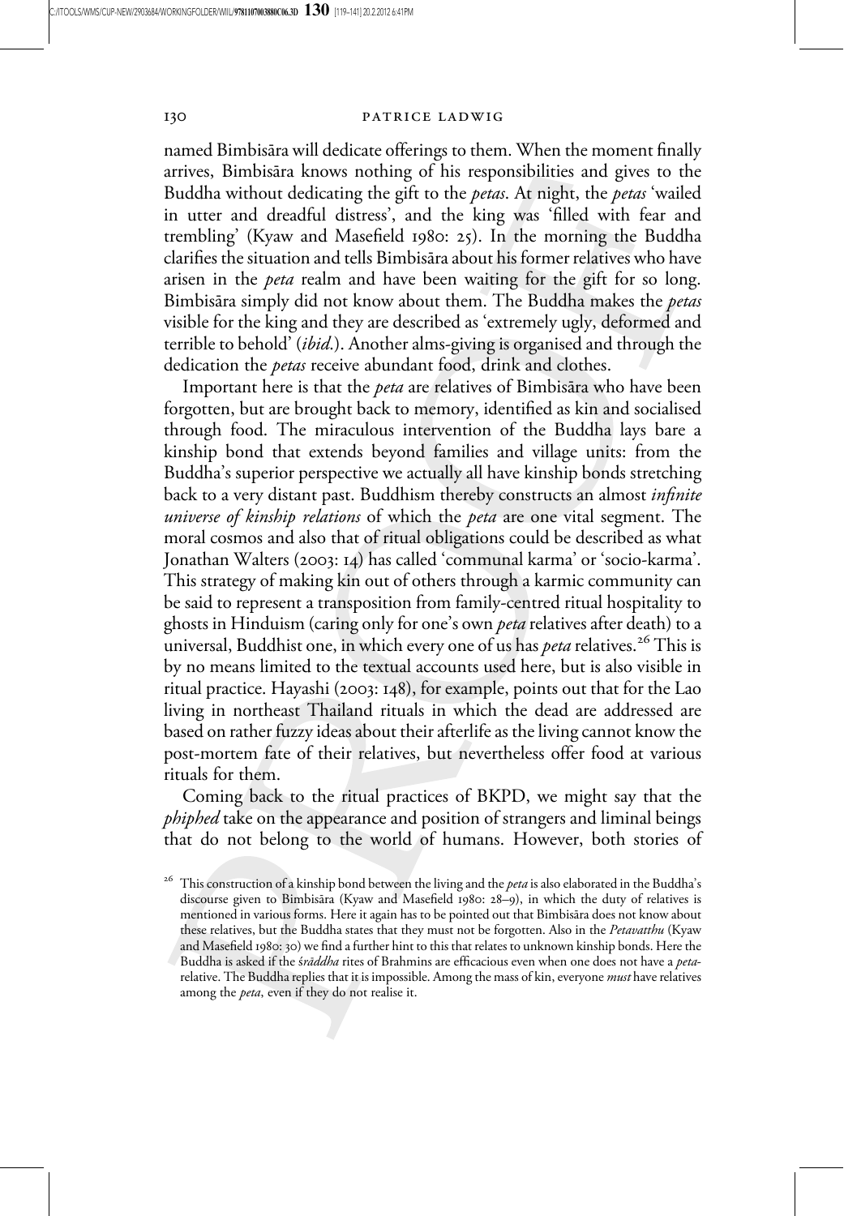named Bimbisāra will dedicate offerings to them. When the moment finally arrives, Bimbisāra knows nothing of his responsibilities and gives to the Buddha without dedicating the gift to the *petas*. At night, the *petas* 'wailed in utter and dreadful distress', and the king was 'filled with fear and trembling' (Kyaw and Masefield 1980: 25). In the morning the Buddha clarifies the situation and tells Bimbisāra about his former relatives who have arisen in the *peta* realm and have been waiting for the gift for so long. Bimbisāra simply did not know about them. The Buddha makes the *petas* visible for the king and they are described as 'extremely ugly, deformed and terrible to behold' (*ibid.*). Another alms-giving is organised and through the dedication the *petas* receive abundant food, drink and clothes.

Important here is that the *peta* are relatives of Bimbisāra who have been forgotten, but are brought back to memory, identified as kin and socialised through food. The miraculous intervention of the Buddha lays bare a kinship bond that extends beyond families and village units: from the Buddha's superior perspective we actually all have kinship bonds stretching back to a very distant past. Buddhism thereby constructs an almost *infinite universe of kinship relations* of which the *peta* are one vital segment. The moral cosmos and also that of ritual obligations could be described as what Jonathan Walters (2003: 14) has called 'communal karma' or 'socio-karma'. This strategy of making kin out of others through a karmic community can be said to represent a transposition from family-centred ritual hospitality to ghosts in Hinduism (caring only for one's own *peta* relatives after death) to a universal, Buddhist one, in which every one of us has *peta* relatives.[26] This is by no means limited to the textual accounts used here, but is also visible in ritual practice. Hayashi (2003: 148), for example, points out that for the Lao living in northeast Thailand rituals in which the dead are addressed are based on rather fuzzy ideas about their afterlife as the living cannot know the post-mortem fate of their relatives, but nevertheless offer food at various rituals for them.

Coming back to the ritual practices of BKPD, we might say that the *phiphed* take on the appearance and position of strangers and liminal beings that do not belong to the world of humans. However, both stories of

[26] This construction of a kinship bond between the living and the *peta* is also elaborated in the Buddha's discourse given to Bimbisāra (Kyaw and Masefield 1980: 28–9), in which the duty of relatives is mentioned in various forms. Here it again has to be pointed out that Bimbisāra does not know about these relatives, but the Buddha states that they must not be forgotten. Also in the *Petavatthu* (Kyaw and Masefield 1980: 30) we find a further hint to this that relates to unknown kinship bonds. Here the Buddha is asked if the *śrāddha* rites of Brahmins are efficacious even when one does not have a *peta*-relative. The Buddha replies that it is impossible. Among the mass of kin, everyone *must* have relatives among the *peta*, even if they do not realise it.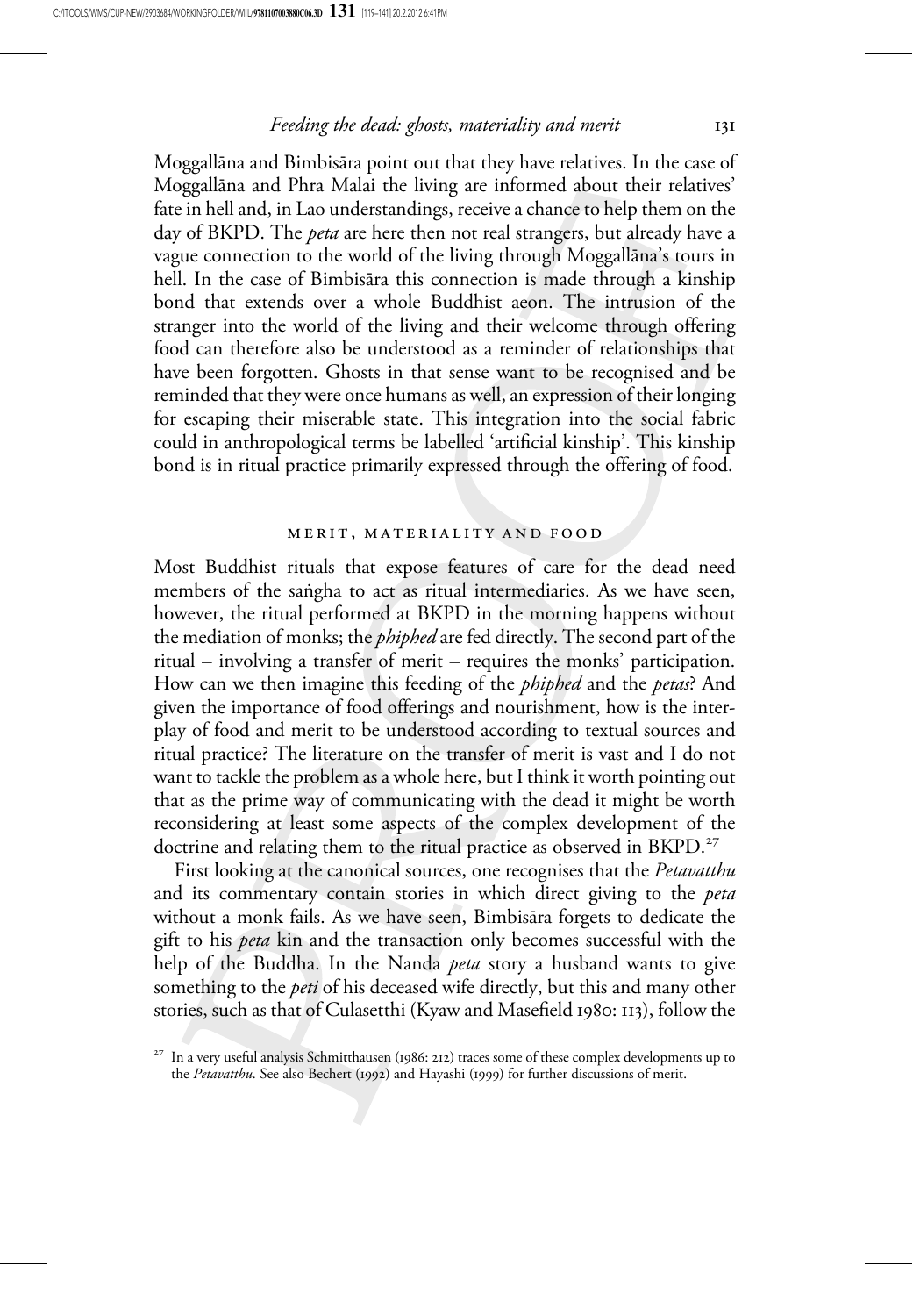Moggallāna and Bimbisāra point out that they have relatives. In the case of Moggallāna and Phra Malai the living are informed about their relatives' fate in hell and, in Lao understandings, receive a chance to help them on the day of BKPD. The *peta* are here then not real strangers, but already have a vague connection to the world of the living through Moggallāna's tours in hell. In the case of Bimbisāra this connection is made through a kinship bond that extends over a whole Buddhist aeon. The intrusion of the stranger into the world of the living and their welcome through offering food can therefore also be understood as a reminder of relationships that have been forgotten. Ghosts in that sense want to be recognised and be reminded that they were once humans as well, an expression of their longing for escaping their miserable state. This integration into the social fabric could in anthropological terms be labelled 'artificial kinship'. This kinship bond is in ritual practice primarily expressed through the offering of food.

## MERIT, MATERIALITY AND FOOD

Most Buddhist rituals that expose features of care for the dead need members of the saṅgha to act as ritual intermediaries. As we have seen, however, the ritual performed at BKPD in the morning happens without the mediation of monks; the *phiphed* are fed directly. The second part of the ritual – involving a transfer of merit – requires the monks' participation. How can we then imagine this feeding of the *phiphed* and the *petas*? And given the importance of food offerings and nourishment, how is the interplay of food and merit to be understood according to textual sources and ritual practice? The literature on the transfer of merit is vast and I do not want to tackle the problem as a whole here, but I think it worth pointing out that as the prime way of communicating with the dead it might be worth reconsidering at least some aspects of the complex development of the doctrine and relating them to the ritual practice as observed in BKPD.[27]

First looking at the canonical sources, one recognises that the *Petavatthu* and its commentary contain stories in which direct giving to the *peta* without a monk fails. As we have seen, Bimbisāra forgets to dedicate the gift to his *peta* kin and the transaction only becomes successful with the help of the Buddha. In the Nanda *peta* story a husband wants to give something to the *peti* of his deceased wife directly, but this and many other stories, such as that of Culasetthi (Kyaw and Masefield 1980: 113), follow the

[27] In a very useful analysis Schmitthausen (1986: 212) traces some of these complex developments up to the *Petavatthu*. See also Bechert (1992) and Hayashi (1999) for further discussions of merit.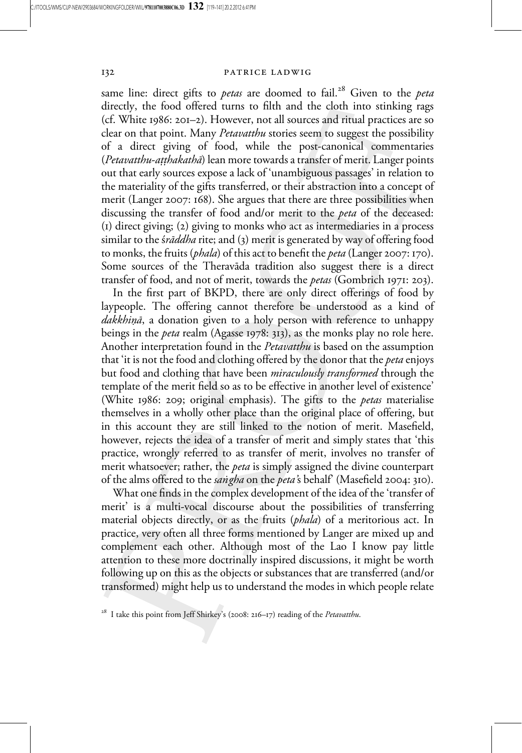same line: direct gifts to *petas* are doomed to fail.[28] Given to the *peta* directly, the food offered turns to filth and the cloth into stinking rags (cf. White 1986: 201–2). However, not all sources and ritual practices are so clear on that point. Many *Petavatthu* stories seem to suggest the possibility of a direct giving of food, while the post-canonical commentaries (*Petavatthu-aṭṭhakathā*) lean more towards a transfer of merit. Langer points out that early sources expose a lack of 'unambiguous passages' in relation to the materiality of the gifts transferred, or their abstraction into a concept of merit (Langer 2007: 168). She argues that there are three possibilities when discussing the transfer of food and/or merit to the *peta* of the deceased: (1) direct giving; (2) giving to monks who act as intermediaries in a process similar to the *śrāddha* rite; and (3) merit is generated by way of offering food to monks, the fruits (*phala*) of this act to benefit the *peta* (Langer 2007: 170). Some sources of the Theravāda tradition also suggest there is a direct transfer of food, and not of merit, towards the *petas* (Gombrich 1971: 203).

In the first part of BKPD, there are only direct offerings of food by laypeople. The offering cannot therefore be understood as a kind of *dakkhiṇā*, a donation given to a holy person with reference to unhappy beings in the *peta* realm (Agasse 1978: 313), as the monks play no role here. Another interpretation found in the *Petavatthu* is based on the assumption that 'it is not the food and clothing offered by the donor that the *peta* enjoys but food and clothing that have been *miraculously transformed* through the template of the merit field so as to be effective in another level of existence' (White 1986: 209; original emphasis). The gifts to the *petas* materialise themselves in a wholly other place than the original place of offering, but in this account they are still linked to the notion of merit. Masefield, however, rejects the idea of a transfer of merit and simply states that 'this practice, wrongly referred to as transfer of merit, involves no transfer of merit whatsoever; rather, the *peta* is simply assigned the divine counterpart of the alms offered to the *saṅgha* on the *peta*'s behalf' (Masefield 2004: 310).

What one finds in the complex development of the idea of the 'transfer of merit' is a multi-vocal discourse about the possibilities of transferring material objects directly, or as the fruits (*phala*) of a meritorious act. In practice, very often all three forms mentioned by Langer are mixed up and complement each other. Although most of the Lao I know pay little attention to these more doctrinally inspired discussions, it might be worth following up on this as the objects or substances that are transferred (and/or transformed) might help us to understand the modes in which people relate

[28] I take this point from Jeff Shirkey's (2008: 216–17) reading of the *Petavatthu*.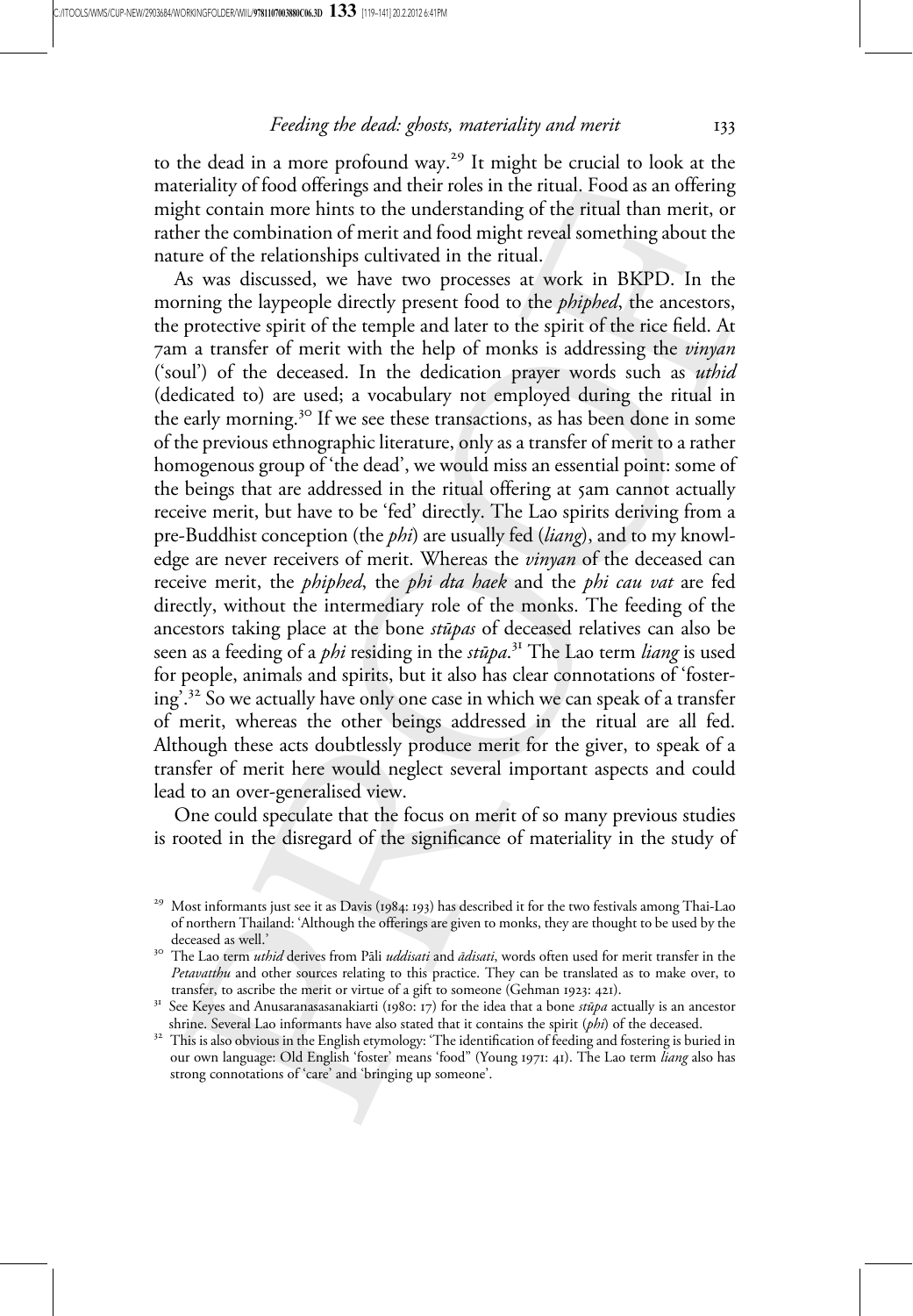to the dead in a more profound way.[29] It might be crucial to look at the materiality of food offerings and their roles in the ritual. Food as an offering might contain more hints to the understanding of the ritual than merit, or rather the combination of merit and food might reveal something about the nature of the relationships cultivated in the ritual.

As was discussed, we have two processes at work in BKPD. In the morning the laypeople directly present food to the *phiphed*, the ancestors, the protective spirit of the temple and later to the spirit of the rice field. At 7am a transfer of merit with the help of monks is addressing the *vinyan* ('soul') of the deceased. In the dedication prayer words such as *uthid* (dedicated to) are used; a vocabulary not employed during the ritual in the early morning.[30] If we see these transactions, as has been done in some of the previous ethnographic literature, only as a transfer of merit to a rather homogenous group of 'the dead', we would miss an essential point: some of the beings that are addressed in the ritual offering at 5am cannot actually receive merit, but have to be 'fed' directly. The Lao spirits deriving from a pre-Buddhist conception (the *phi*) are usually fed (*liang*), and to my knowledge are never receivers of merit. Whereas the *vinyan* of the deceased can receive merit, the *phiphed*, the *phi dta haek* and the *phi cau vat* are fed directly, without the intermediary role of the monks. The feeding of the ancestors taking place at the bone *stūpas* of deceased relatives can also be seen as a feeding of a *phi* residing in the *stūpa*.[31] The Lao term *liang* is used for people, animals and spirits, but it also has clear connotations of 'fostering'.[32] So we actually have only one case in which we can speak of a transfer of merit, whereas the other beings addressed in the ritual are all fed. Although these acts doubtlessly produce merit for the giver, to speak of a transfer of merit here would neglect several important aspects and could lead to an over-generalised view.

One could speculate that the focus on merit of so many previous studies is rooted in the disregard of the significance of materiality in the study of

[29] Most informants just see it as Davis (1984: 193) has described it for the two festivals among Thai-Lao of northern Thailand: 'Although the offerings are given to monks, they are thought to be used by the deceased as well.'

[30] The Lao term *uthid* derives from Pāli *uddisati* and *ādisati*, words often used for merit transfer in the *Petavatthu* and other sources relating to this practice. They can be translated as to make over, to transfer, to ascribe the merit or virtue of a gift to someone (Gehman 1923: 421).

[31] See Keyes and Anusaranasasanakiarti (1980: 17) for the idea that a bone *stūpa* actually is an ancestor shrine. Several Lao informants have also stated that it contains the spirit (*phi*) of the deceased.

[32] This is also obvious in the English etymology: 'The identification of feeding and fostering is buried in our own language: Old English 'foster' means 'food'' (Young 1971: 41). The Lao term *liang* also has strong connotations of 'care' and 'bringing up someone'.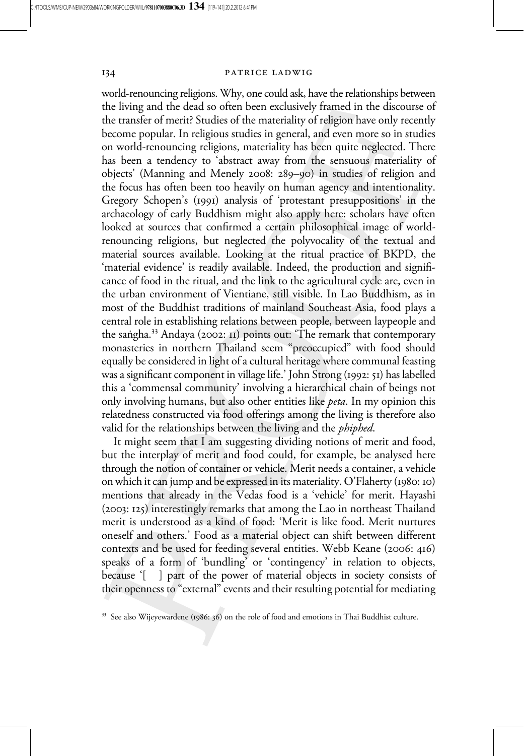world-renouncing religions. Why, one could ask, have the relationships between the living and the dead so often been exclusively framed in the discourse of the transfer of merit? Studies of the materiality of religion have only recently become popular. In religious studies in general, and even more so in studies on world-renouncing religions, materiality has been quite neglected. There has been a tendency to 'abstract away from the sensuous materiality of objects' (Manning and Menely 2008: 289–90) in studies of religion and the focus has often been too heavily on human agency and intentionality. Gregory Schopen's (1991) analysis of 'protestant presuppositions' in the archaeology of early Buddhism might also apply here: scholars have often looked at sources that confirmed a certain philosophical image of world-renouncing religions, but neglected the polyvocality of the textual and material sources available. Looking at the ritual practice of BKPD, the 'material evidence' is readily available. Indeed, the production and significance of food in the ritual, and the link to the agricultural cycle are, even in the urban environment of Vientiane, still visible. In Lao Buddhism, as in most of the Buddhist traditions of mainland Southeast Asia, food plays a central role in establishing relations between people, between laypeople and the saṅgha.[33] Andaya (2002: 11) points out: 'The remark that contemporary monasteries in northern Thailand seem "preoccupied" with food should equally be considered in light of a cultural heritage where communal feasting was a significant component in village life.' John Strong (1992: 51) has labelled this a 'commensal community' involving a hierarchical chain of beings not only involving humans, but also other entities like *peta*. In my opinion this relatedness constructed via food offerings among the living is therefore also valid for the relationships between the living and the *phiphed*.

It might seem that I am suggesting dividing notions of merit and food, but the interplay of merit and food could, for example, be analysed here through the notion of container or vehicle. Merit needs a container, a vehicle on which it can jump and be expressed in its materiality. O'Flaherty (1980: 10) mentions that already in the Vedas food is a 'vehicle' for merit. Hayashi (2003: 125) interestingly remarks that among the Lao in northeast Thailand merit is understood as a kind of food: 'Merit is like food. Merit nurtures oneself and others.' Food as a material object can shift between different contexts and be used for feeding several entities. Webb Keane (2006: 416) speaks of a form of 'bundling' or 'contingency' in relation to objects, because '[ ] part of the power of material objects in society consists of their openness to "external" events and their resulting potential for mediating

[33] See also Wijeyewardene (1986: 36) on the role of food and emotions in Thai Buddhist culture.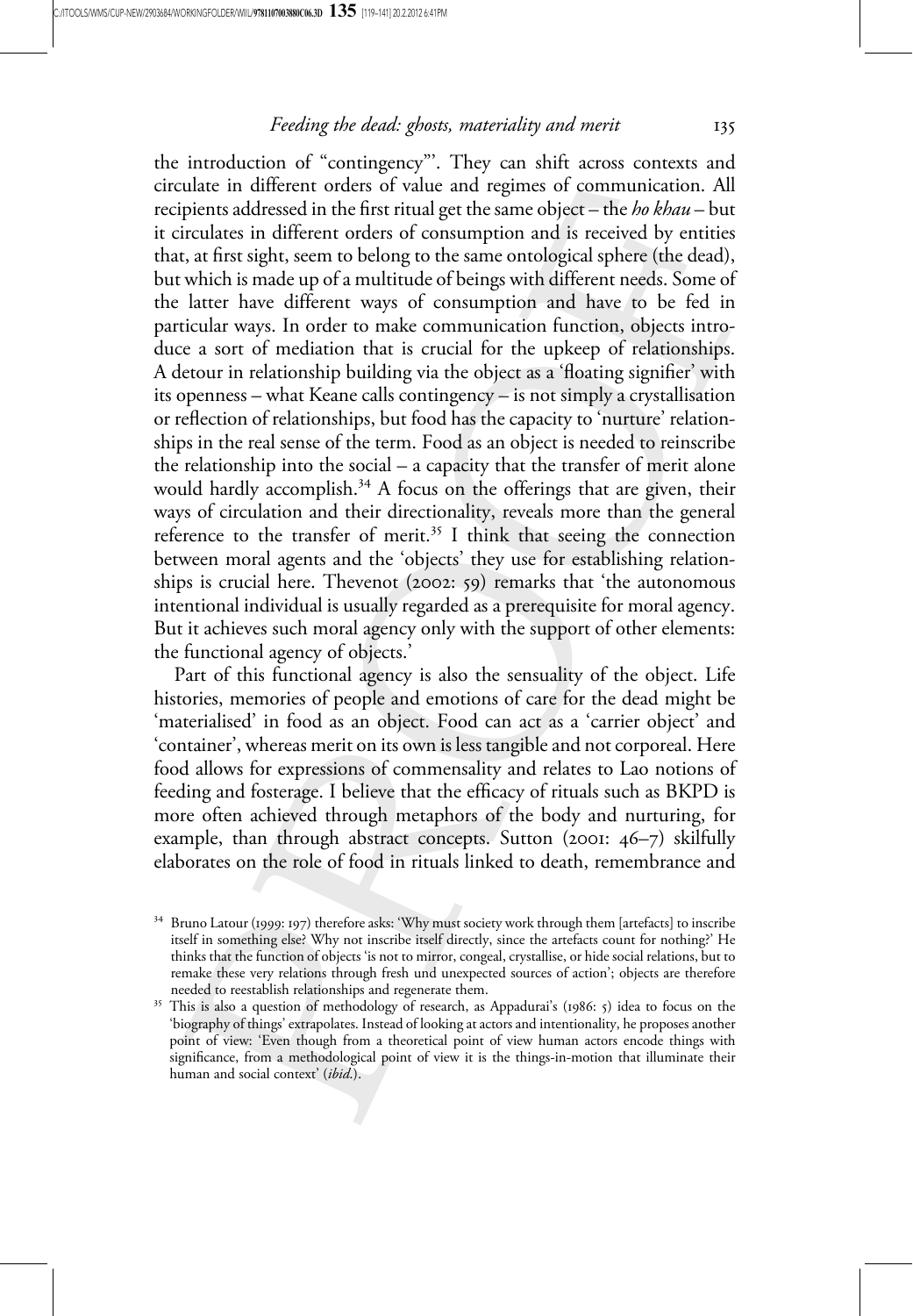the introduction of "contingency"'. They can shift across contexts and circulate in different orders of value and regimes of communication. All recipients addressed in the first ritual get the same object – the *ho khau* – but it circulates in different orders of consumption and is received by entities that, at first sight, seem to belong to the same ontological sphere (the dead), but which is made up of a multitude of beings with different needs. Some of the latter have different ways of consumption and have to be fed in particular ways. In order to make communication function, objects introduce a sort of mediation that is crucial for the upkeep of relationships. A detour in relationship building via the object as a 'floating signifier' with its openness – what Keane calls contingency – is not simply a crystallisation or reflection of relationships, but food has the capacity to 'nurture' relationships in the real sense of the term. Food as an object is needed to reinscribe the relationship into the social – a capacity that the transfer of merit alone would hardly accomplish.[34] A focus on the offerings that are given, their ways of circulation and their directionality, reveals more than the general reference to the transfer of merit.[35] I think that seeing the connection between moral agents and the 'objects' they use for establishing relationships is crucial here. Thevenot (2002: 59) remarks that 'the autonomous intentional individual is usually regarded as a prerequisite for moral agency. But it achieves such moral agency only with the support of other elements: the functional agency of objects.'

Part of this functional agency is also the sensuality of the object. Life histories, memories of people and emotions of care for the dead might be 'materialised' in food as an object. Food can act as a 'carrier object' and 'container', whereas merit on its own is less tangible and not corporeal. Here food allows for expressions of commensality and relates to Lao notions of feeding and fosterage. I believe that the efficacy of rituals such as BKPD is more often achieved through metaphors of the body and nurturing, for example, than through abstract concepts. Sutton (2001: 46–7) skilfully elaborates on the role of food in rituals linked to death, remembrance and

[34] Bruno Latour (1999: 197) therefore asks: 'Why must society work through them [artefacts] to inscribe itself in something else? Why not inscribe itself directly, since the artefacts count for nothing?' He thinks that the function of objects 'is not to mirror, congeal, crystallise, or hide social relations, but to remake these very relations through fresh und unexpected sources of action'; objects are therefore needed to reestablish relationships and regenerate them.

[35] This is also a question of methodology of research, as Appadurai's (1986: 5) idea to focus on the 'biography of things' extrapolates. Instead of looking at actors and intentionality, he proposes another point of view: 'Even though from a theoretical point of view human actors encode things with significance, from a methodological point of view it is the things-in-motion that illuminate their human and social context' (*ibid.*).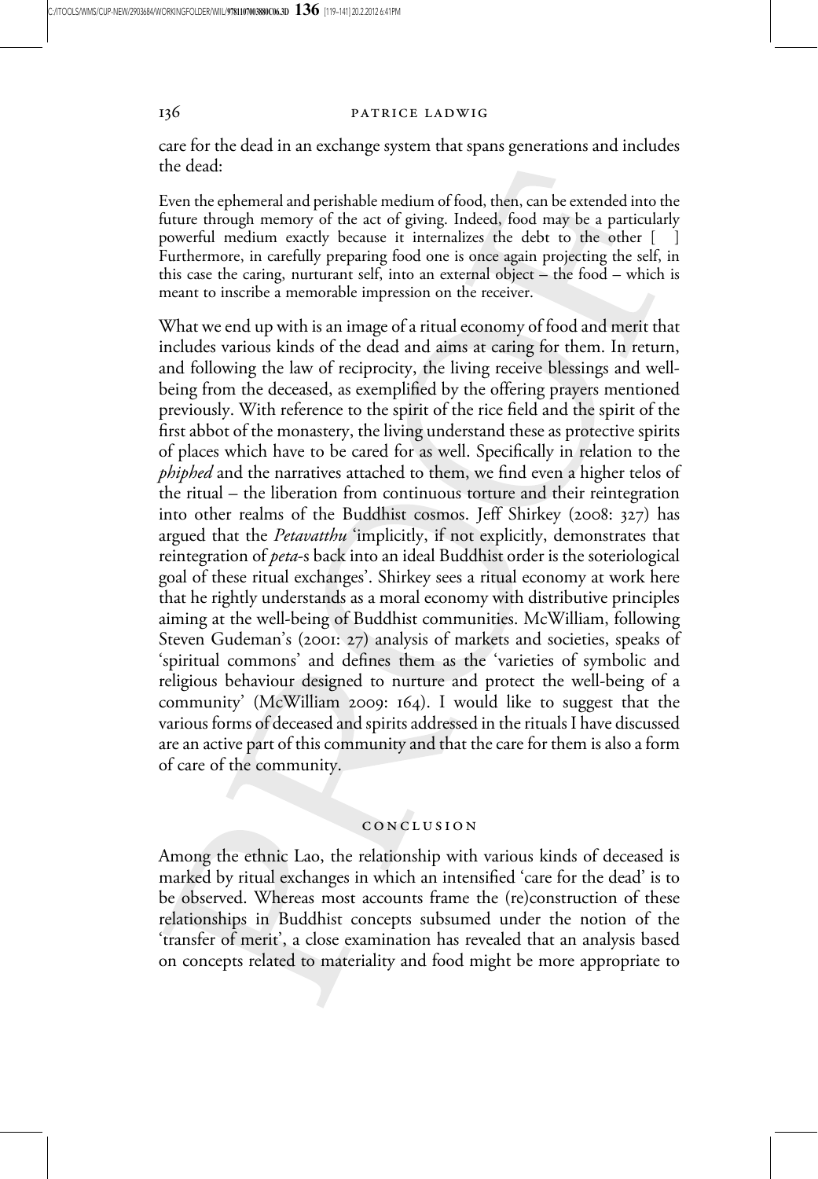care for the dead in an exchange system that spans generations and includes the dead:

> Even the ephemeral and perishable medium of food, then, can be extended into the future through memory of the act of giving. Indeed, food may be a particularly powerful medium exactly because it internalizes the debt to the other [ ] Furthermore, in carefully preparing food one is once again projecting the self, in this case the caring, nurturant self, into an external object – the food – which is meant to inscribe a memorable impression on the receiver.

What we end up with is an image of a ritual economy of food and merit that includes various kinds of the dead and aims at caring for them. In return, and following the law of reciprocity, the living receive blessings and well-being from the deceased, as exemplified by the offering prayers mentioned previously. With reference to the spirit of the rice field and the spirit of the first abbot of the monastery, the living understand these as protective spirits of places which have to be cared for as well. Specifically in relation to the *phiphed* and the narratives attached to them, we find even a higher telos of the ritual – the liberation from continuous torture and their reintegration into other realms of the Buddhist cosmos. Jeff Shirkey (2008: 327) has argued that the *Petavatthu* 'implicitly, if not explicitly, demonstrates that reintegration of *peta*-s back into an ideal Buddhist order is the soteriological goal of these ritual exchanges'. Shirkey sees a ritual economy at work here that he rightly understands as a moral economy with distributive principles aiming at the well-being of Buddhist communities. McWilliam, following Steven Gudeman's (2001: 27) analysis of markets and societies, speaks of 'spiritual commons' and defines them as the 'varieties of symbolic and religious behaviour designed to nurture and protect the well-being of a community' (McWilliam 2009: 164). I would like to suggest that the various forms of deceased and spirits addressed in the rituals I have discussed are an active part of this community and that the care for them is also a form of care of the community.

## CONCLUSION

Among the ethnic Lao, the relationship with various kinds of deceased is marked by ritual exchanges in which an intensified 'care for the dead' is to be observed. Whereas most accounts frame the (re)construction of these relationships in Buddhist concepts subsumed under the notion of the 'transfer of merit', a close examination has revealed that an analysis based on concepts related to materiality and food might be more appropriate to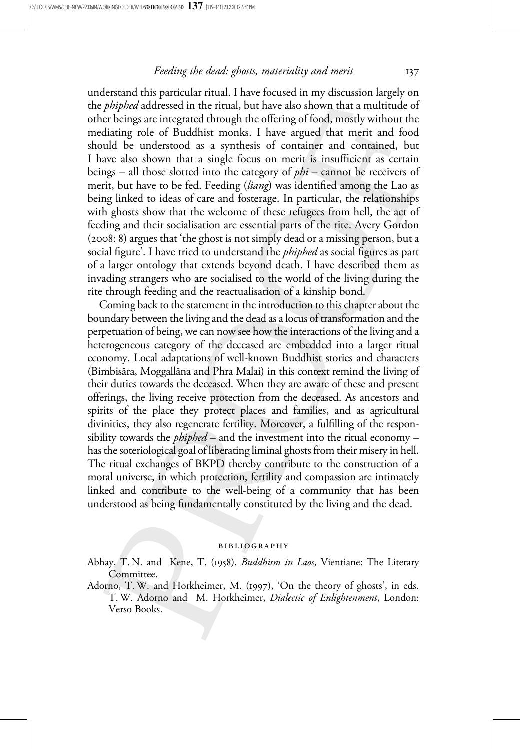understand this particular ritual. I have focused in my discussion largely on the *phiphed* addressed in the ritual, but have also shown that a multitude of other beings are integrated through the offering of food, mostly without the mediating role of Buddhist monks. I have argued that merit and food should be understood as a synthesis of container and contained, but I have also shown that a single focus on merit is insufficient as certain beings – all those slotted into the category of *phi* – cannot be receivers of merit, but have to be fed. Feeding (*liang*) was identified among the Lao as being linked to ideas of care and fosterage. In particular, the relationships with ghosts show that the welcome of these refugees from hell, the act of feeding and their socialisation are essential parts of the rite. Avery Gordon (2008: 8) argues that 'the ghost is not simply dead or a missing person, but a social figure'. I have tried to understand the *phiphed* as social figures as part of a larger ontology that extends beyond death. I have described them as invading strangers who are socialised to the world of the living during the rite through feeding and the reactualisation of a kinship bond.

Coming back to the statement in the introduction to this chapter about the boundary between the living and the dead as a locus of transformation and the perpetuation of being, we can now see how the interactions of the living and a heterogeneous category of the deceased are embedded into a larger ritual economy. Local adaptations of well-known Buddhist stories and characters (Bimbisāra, Moggallāna and Phra Malai) in this context remind the living of their duties towards the deceased. When they are aware of these and present offerings, the living receive protection from the deceased. As ancestors and spirits of the place they protect places and families, and as agricultural divinities, they also regenerate fertility. Moreover, a fulfilling of the responsibility towards the *phiphed* – and the investment into the ritual economy – has the soteriological goal of liberating liminal ghosts from their misery in hell. The ritual exchanges of BKPD thereby contribute to the construction of a moral universe, in which protection, fertility and compassion are intimately linked and contribute to the well-being of a community that has been understood as being fundamentally constituted by the living and the dead.

## BIBLIOGRAPHY

Abhay, T. N. and Kene, T. (1958), *Buddhism in Laos*, Vientiane: The Literary Committee.

Adorno, T. W. and Horkheimer, M. (1997), 'On the theory of ghosts', in eds. T. W. Adorno and M. Horkheimer, *Dialectic of Enlightenment*, London: Verso Books.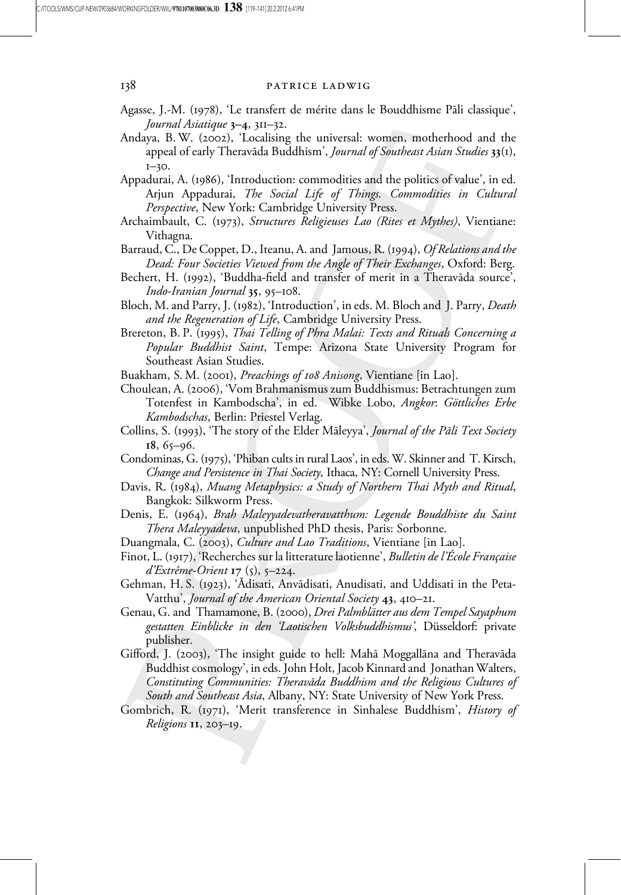Agasse, J.-M. (1978), 'Le transfert de mérite dans le Bouddhisme Pāli classique', *Journal Asiatique* **3–4**, 311–32.

Andaya, B. W. (2002), 'Localising the universal: women, motherhood and the appeal of early Theravāda Buddhism', *Journal of Southeast Asian Studies* **33**(1), 1–30.

Appadurai, A. (1986), 'Introduction: commodities and the politics of value', in ed. Arjun Appadurai, *The Social Life of Things. Commodities in Cultural Perspective*, New York: Cambridge University Press.

Archaimbault, C. (1973), *Structures Religieuses Lao (Rites et Mythes)*, Vientiane: Vithagna.

Barraud, C., De Coppet, D., Iteanu, A. and Jamous, R. (1994), *Of Relations and the Dead: Four Societies Viewed from the Angle of Their Exchanges*, Oxford: Berg.

Bechert, H. (1992), 'Buddha-field and transfer of merit in a Theravāda source', *Indo-Iranian Journal* **35**, 95–108.

Bloch, M. and Parry, J. (1982), 'Introduction', in eds. M. Bloch and J. Parry, *Death and the Regeneration of Life*, Cambridge University Press.

Brereton, B. P. (1995), *Thai Telling of Phra Malai: Texts and Rituals Concerning a Popular Buddhist Saint*, Tempe: Arizona State University Program for Southeast Asian Studies.

Buakham, S. M. (2001), *Preachings of 108 Anisong*, Vientiane [in Lao].

Choulean, A. (2006), 'Vom Brahmanismus zum Buddhismus: Betrachtungen zum Totenfest in Kambodscha', in ed. Wibke Lobo, *Angkor*: *Göttliches Erbe Kambodschas*, Berlin: Priestel Verlag.

Collins, S. (1993), 'The story of the Elder Māleyya', *Journal of the Pāli Text Society* **18**, 65–96.

Condominas, G. (1975), 'Phiban cults in rural Laos', in eds. W. Skinner and T. Kirsch, *Change and Persistence in Thai Society*, Ithaca, NY: Cornell University Press.

Davis, R. (1984), *Muang Metaphysics: a Study of Northern Thai Myth and Ritual*, Bangkok: Silkworm Press.

Denis, E. (1964), *Brah Maleyyadevatheravatthum: Legende Bouddhiste du Saint Thera Maleyyadeva*, unpublished PhD thesis, Paris: Sorbonne.

Duangmala, C. (2003), *Culture and Lao Traditions*, Vientiane [in Lao].

Finot, L. (1917), 'Recherches sur la litterature laotienne', *Bulletin de l'École Française d'Extrême-Orient* **17** (5), 5–224.

Gehman, H. S. (1923), 'Ādisati, Anvādisati, Anudisati, and Uddisati in the Peta-Vatthu', *Journal of the American Oriental Society* **43**, 410–21.

Genau, G. and Thamamone, B. (2000), *Drei Palmblätter aus dem Tempel Sayaphum gestatten Einblicke in den 'Laotischen Volksbuddhismus'*, Düsseldorf: private publisher.

Gifford, J. (2003), 'The insight guide to hell: Mahā Moggallāna and Theravāda Buddhist cosmology', in eds. John Holt, Jacob Kinnard and Jonathan Walters, *Constituting Communities: Theravāda Buddhism and the Religious Cultures of South and Southeast Asia*, Albany, NY: State University of New York Press.

Gombrich, R. (1971), 'Merit transference in Sinhalese Buddhism', *History of Religions* **11**, 203–19.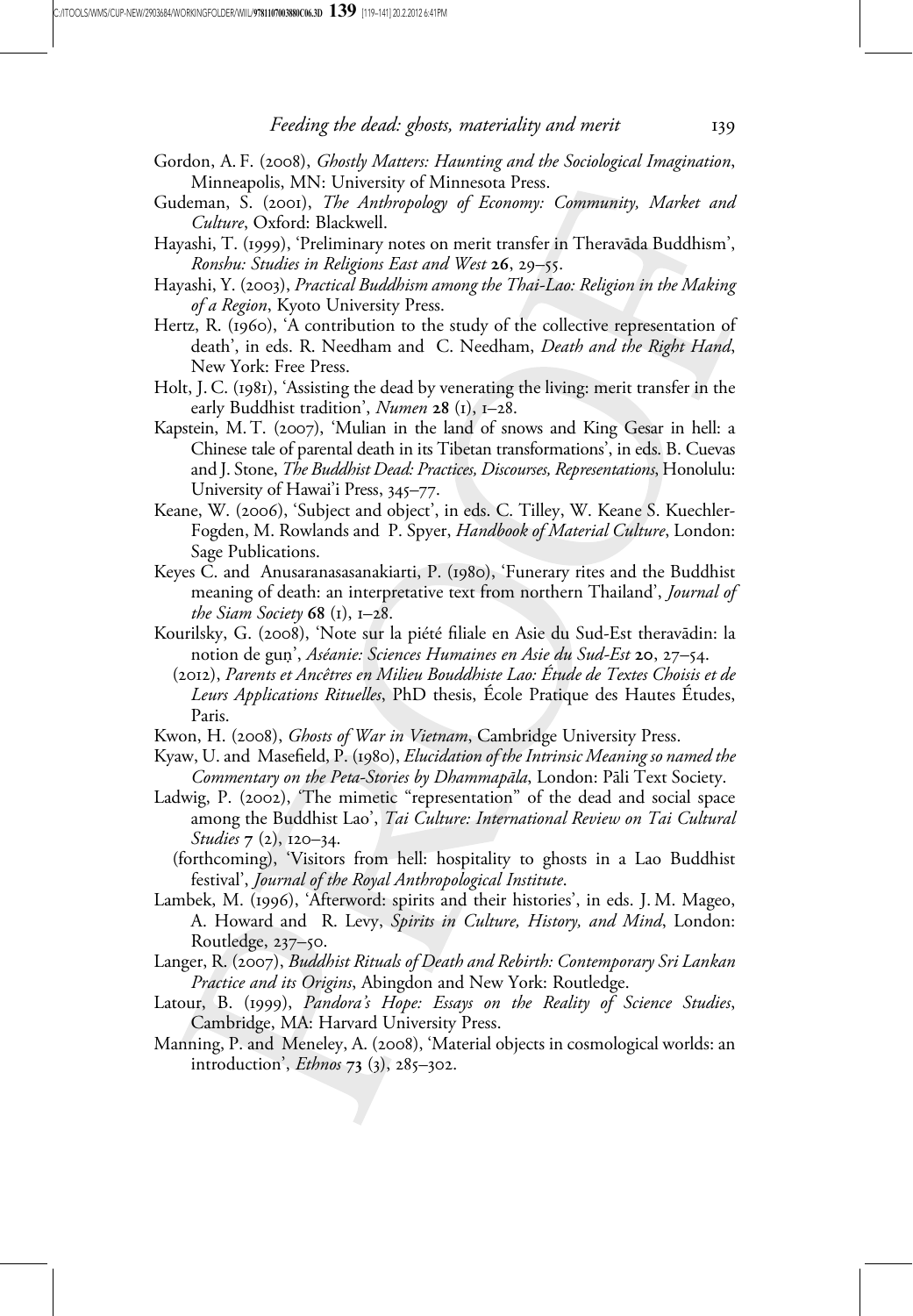Gordon, A. F. (2008), *Ghostly Matters: Haunting and the Sociological Imagination*, Minneapolis, MN: University of Minnesota Press.

Gudeman, S. (2001), *The Anthropology of Economy: Community, Market and Culture*, Oxford: Blackwell.

Hayashi, T. (1999), 'Preliminary notes on merit transfer in Theravāda Buddhism', *Ronshu: Studies in Religions East and West* **26**, 29–55.

Hayashi, Y. (2003), *Practical Buddhism among the Thai-Lao: Religion in the Making of a Region*, Kyoto University Press.

Hertz, R. (1960), 'A contribution to the study of the collective representation of death', in eds. R. Needham and C. Needham, *Death and the Right Hand*, New York: Free Press.

Holt, J. C. (1981), 'Assisting the dead by venerating the living: merit transfer in the early Buddhist tradition', *Numen* **28** (1), 1–28.

Kapstein, M. T. (2007), 'Mulian in the land of snows and King Gesar in hell: a Chinese tale of parental death in its Tibetan transformations', in eds. B. Cuevas and J. Stone, *The Buddhist Dead: Practices, Discourses, Representations*, Honolulu: University of Hawai'i Press, 345–77.

Keane, W. (2006), 'Subject and object', in eds. C. Tilley, W. Keane S. Kuechler-Fogden, M. Rowlands and P. Spyer, *Handbook of Material Culture*, London: Sage Publications.

Keyes C. and Anusaranasasanakiarti, P. (1980), 'Funerary rites and the Buddhist meaning of death: an interpretative text from northern Thailand', *Journal of the Siam Society* **68** (1), 1–28.

Kourilsky, G. (2008), 'Note sur la piété filiale en Asie du Sud-Est theravādin: la notion de guṇ', *Aséanie: Sciences Humaines en Asie du Sud-Est* **20**, 27–54.

(2012), *Parents et Ancêtres en Milieu Bouddhiste Lao: Étude de Textes Choisis et de Leurs Applications Rituelles*, PhD thesis, École Pratique des Hautes Études, Paris.

Kwon, H. (2008), *Ghosts of War in Vietnam*, Cambridge University Press.

Kyaw, U. and Masefield, P. (1980), *Elucidation of the Intrinsic Meaning so named the Commentary on the Peta-Stories by Dhammapāla*, London: Pāli Text Society.

Ladwig, P. (2002), 'The mimetic "representation" of the dead and social space among the Buddhist Lao', *Tai Culture: International Review on Tai Cultural Studies* 7 (2), 120–34.

(forthcoming), 'Visitors from hell: hospitality to ghosts in a Lao Buddhist festival', *Journal of the Royal Anthropological Institute*.

Lambek, M. (1996), 'Afterword: spirits and their histories', in eds. J. M. Mageo, A. Howard and R. Levy, *Spirits in Culture, History, and Mind*, London: Routledge, 237–50.

Langer, R. (2007), *Buddhist Rituals of Death and Rebirth: Contemporary Sri Lankan Practice and its Origins*, Abingdon and New York: Routledge.

Latour, B. (1999), *Pandora's Hope: Essays on the Reality of Science Studies*, Cambridge, MA: Harvard University Press.

Manning, P. and Meneley, A. (2008), 'Material objects in cosmological worlds: an introduction', *Ethnos* **73** (3), 285–302.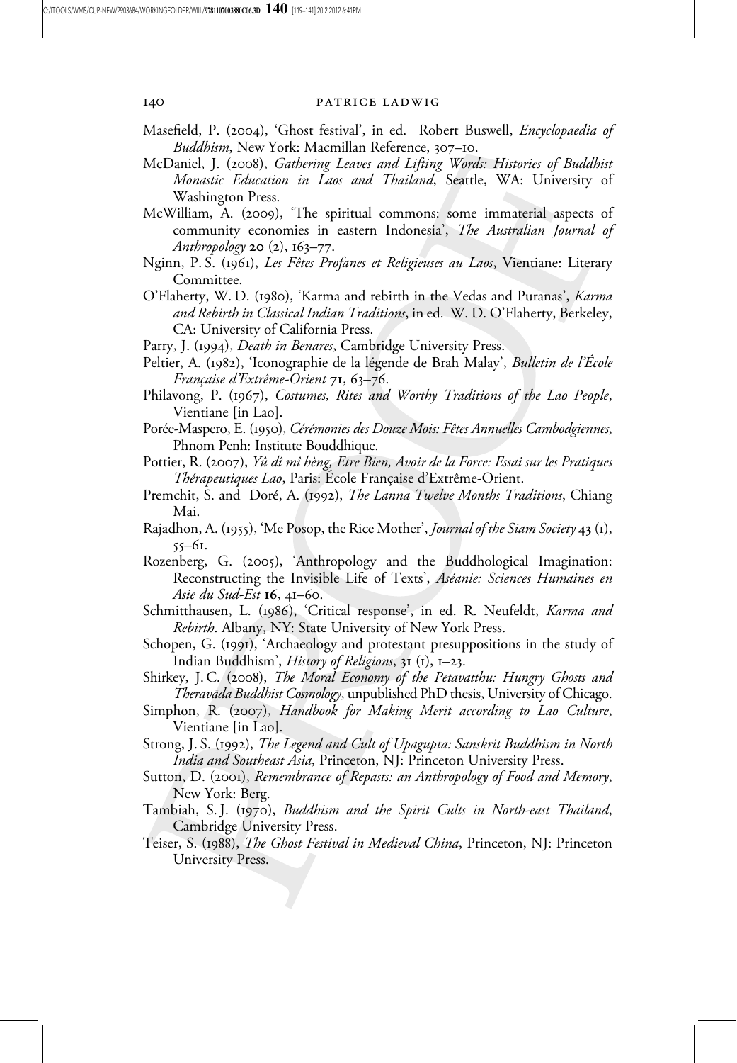Masefield, P. (2004), 'Ghost festival', in ed. Robert Buswell, *Encyclopaedia of Buddhism*, New York: Macmillan Reference, 307–10.

McDaniel, J. (2008), *Gathering Leaves and Lifting Words: Histories of Buddhist Monastic Education in Laos and Thailand*, Seattle, WA: University of Washington Press.

McWilliam, A. (2009), 'The spiritual commons: some immaterial aspects of community economies in eastern Indonesia', *The Australian Journal of Anthropology* **20** (2), 163–77.

Nginn, P. S. (1961), *Les Fêtes Profanes et Religieuses au Laos*, Vientiane: Literary Committee.

O'Flaherty, W. D. (1980), 'Karma and rebirth in the Vedas and Puranas', *Karma and Rebirth in Classical Indian Traditions*, in ed. W. D. O'Flaherty, Berkeley, CA: University of California Press.

Parry, J. (1994), *Death in Benares*, Cambridge University Press.

Peltier, A. (1982), 'Iconographie de la légende de Brah Malay', *Bulletin de l'École Française d'Extrême-Orient* **71**, 63–76.

Philavong, P. (1967), *Costumes, Rites and Worthy Traditions of the Lao People*, Vientiane [in Lao].

Porée-Maspero, E. (1950), *Cérémonies des Douze Mois: Fêtes Annuelles Cambodgiennes*, Phnom Penh: Institute Bouddhique.

Pottier, R. (2007), *Yû dî mî hèng, Etre Bien, Avoir de la Force: Essai sur les Pratiques Thérapeutiques Lao*, Paris: École Française d'Extrême-Orient.

Premchit, S. and Doré, A. (1992), *The Lanna Twelve Months Traditions*, Chiang Mai.

Rajadhon, A. (1955), 'Me Posop, the Rice Mother', *Journal of the Siam Society* **43** (1), 55–61.

Rozenberg, G. (2005), 'Anthropology and the Buddhological Imagination: Reconstructing the Invisible Life of Texts', *Aséanie: Sciences Humaines en Asie du Sud-Est* **16**, 41–60.

Schmitthausen, L. (1986), 'Critical response', in ed. R. Neufeldt, *Karma and Rebirth*. Albany, NY: State University of New York Press.

Schopen, G. (1991), 'Archaeology and protestant presuppositions in the study of Indian Buddhism', *History of Religions*, **31** (1), 1–23.

Shirkey, J. C. (2008), *The Moral Economy of the Petavatthu: Hungry Ghosts and Theravāda Buddhist Cosmology*, unpublished PhD thesis, University of Chicago.

Simphon, R. (2007), *Handbook for Making Merit according to Lao Culture*, Vientiane [in Lao].

Strong, J. S. (1992), *The Legend and Cult of Upagupta: Sanskrit Buddhism in North India and Southeast Asia*, Princeton, NJ: Princeton University Press.

Sutton, D. (2001), *Remembrance of Repasts: an Anthropology of Food and Memory*, New York: Berg.

Tambiah, S. J. (1970), *Buddhism and the Spirit Cults in North-east Thailand*, Cambridge University Press.

Teiser, S. (1988), *The Ghost Festival in Medieval China*, Princeton, NJ: Princeton University Press.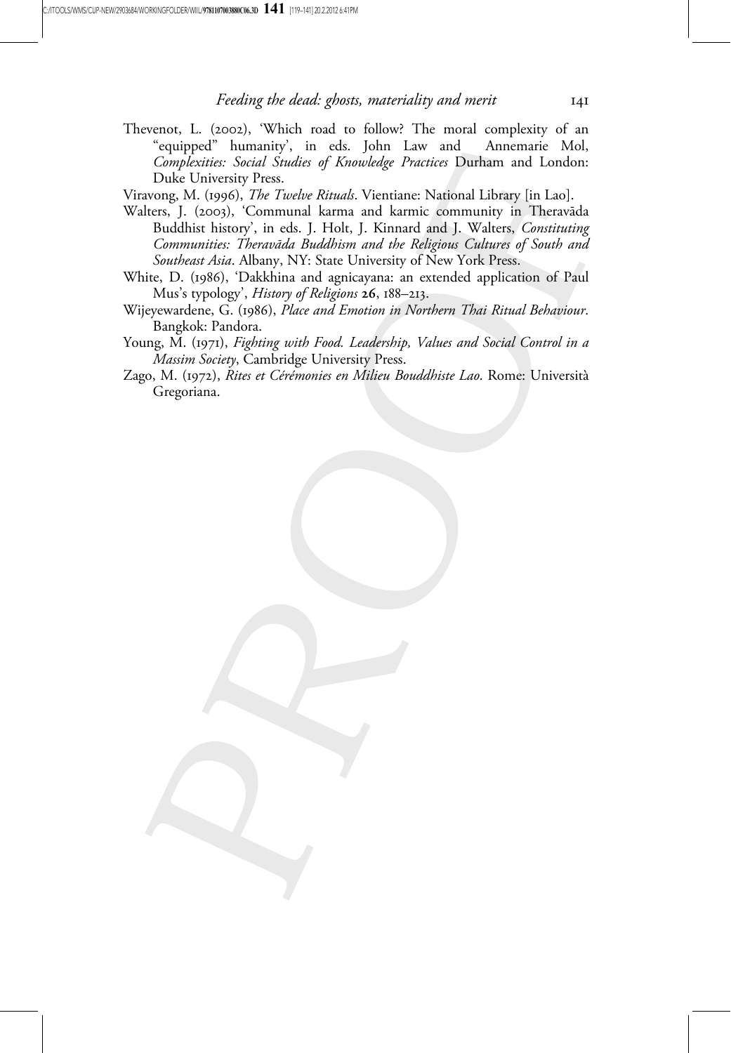Thevenot, L. (2002), 'Which road to follow? The moral complexity of an "equipped" humanity', in eds. John Law and Annemarie Mol, *Complexities: Social Studies of Knowledge Practices* Durham and London: Duke University Press.

Viravong, M. (1996), *The Twelve Rituals*. Vientiane: National Library [in Lao].

Walters, J. (2003), 'Communal karma and karmic community in Theravāda Buddhist history', in eds. J. Holt, J. Kinnard and J. Walters, *Constituting Communities: Theravāda Buddhism and the Religious Cultures of South and Southeast Asia*. Albany, NY: State University of New York Press.

White, D. (1986), 'Dakkhina and agnicayana: an extended application of Paul Mus's typology', *History of Religions* **26**, 188–213.

Wijeyewardene, G. (1986), *Place and Emotion in Northern Thai Ritual Behaviour*. Bangkok: Pandora.

Young, M. (1971), *Fighting with Food. Leadership, Values and Social Control in a Massim Society*, Cambridge University Press.

Zago, M. (1972), *Rites et Cérémonies en Milieu Bouddhiste Lao*. Rome: Università Gregoriana.